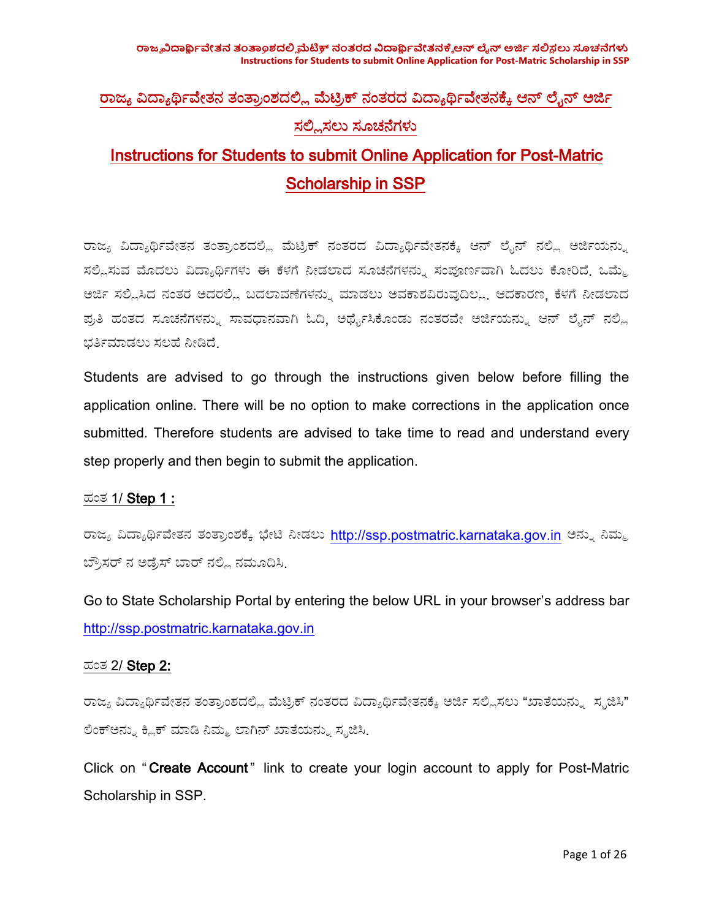# ರಾಜ್ಯ ವಿದ್ಯಾರ್ಥಿವೇತನ ತಂತ್ರಾಂಶದಲ್ಲಿ ಮೆಟ್ರಿಕ್ ನಂತರದ ವಿದ್ಯಾರ್ಥಿವೇತನಕ್ಕೆ ಆನ್ ಲೈನ್ ಅರ್ಜಿ ಸಲ್ಲಿಸಲು ಸೂಚನೆಗಳು

# Instructions for Students to submit Online Application for Post-Matric Scholarship in SSP

ರಾಜ್ಯ ವಿದ್ಯಾರ್ಥಿವೇತನ ತಂತ್ರಾಂಶದಲ್ಲಿ ಮೆಟ್ರಿಕ್ ನಂತರದ ವಿದ್ಯಾರ್ಥಿವೇತನಕ್ಕೆ ಆನ್ ಲೈನ್ ನಲ್ಲಿ ಅರ್ಜಿಯನ್ನು ಸಲ್ಲಿಸುವ ಮೊದಲು ವಿದ್ಯಾರ್ಥಿಗಳು ಈ ಕೆಳಗೆ ನೀಡಲಾದ ಸೂಚನೆಗಳನ್ನು ಸಂಪೂರ್ಣವಾಗಿ ಓದಲು ಕೋರಿದೆ. ಒಮ್ಮೆ ಅರ್ಜಿ ಸಲ್ಲಿಸಿದ ನಂತರ ಅದರಲ್ಲಿ ಬದಲಾವಣೆಗಳನ್ನು ಮಾಡಲು ಅವಕಾಶವಿರುವುದಿಲ್ಲ. ಆದಕಾರಣ, ಕೆಳಗೆ ನೀಡಲಾದ ಪ್ರತಿ ಹಂತದ ಸೂಚನೆಗಳನ್ನು ಸಾವಧಾನವಾಗಿ ಓದಿ, ಅರ್ಥೈಸಿಕೊಂಡು ನಂತರವೇ ಅರ್ಜಿಯನ್ನು ಆನ್ ಲೈನ್ ನಲ್ಲಿ ಭರ್ತಿಮಾಡಲು ಸಲಹೆ ನೀಡಿದೆ.

Students are advised to go through the instructions given below before filling the application online. There will be no option to make corrections in the application once submitted. Therefore students are advised to take time to read and understand every step properly and then begin to submit the application.

### ಹಂತ 1/ Step 1 :

ರಾಜ್ಯ ವಿದ್ಯಾರ್ಥಿವೇತನ ತಂತ್ರಾಂಶಕ್ಕೆ ಭೇಟಿ ನೀಡಲು http://ssp.postmatric.karnataka.gov.in ಅನ್ನು ನಿಮ್ಮ ಬ್ರೌಸರ್ ನ ಅಡ್ರೆಸ್ ಬಾರ್ ನಲ್ಲಿ ನಮೂದಿಸಿ.

Go to State Scholarship Portal by entering the below URL in your browser's address bar http://ssp.postmatric.karnataka.gov.in

### ಹಂತ 2/ Step 2:

ರಾಜ್ಯ ವಿದ್ಯಾರ್ಥಿವೇತನ ತಂತ್ರಾಂಶದಲ್ಲಿ ಮೆಟ್ರಿಕ್ ನಂತರದ ವಿದ್ಯಾರ್ಥಿವೇತನಕ್ಕೆ ಅರ್ಜಿ ಸಲ್ಲಿಸಲು "ಖಾತೆಯನ್ನು ಸೃಜಿಸಿ" ಲಿಂಕ್‌ಅನ್ನು ಕ್ಲಿಕ್ ಮಾಡಿ ನಿಮ್ಮ ಲಾಗಿನ್ ಖಾತೆಯನ್ನು ಸೃಜಿಸಿ.

Click on "**Create Account**" link to create your login account to apply for Post-Matric Scholarship in SSP.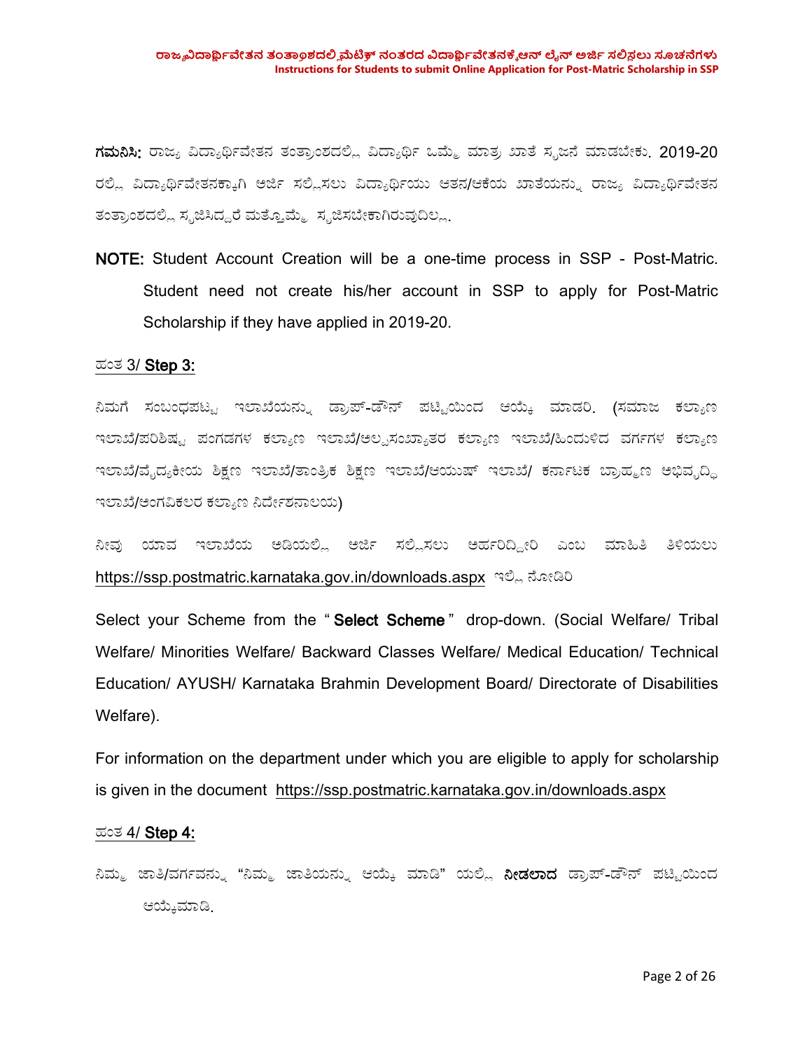**ಗಮನಿಸಿ:** ರಾಜ್ಯ ವಿದ್ಯಾರ್ಥಿವೇತನ ತಂತ್ರಾಂಶದಲ್ಲಿ ವಿದ್ಯಾರ್ಥಿ ಒಮ್ಮೆ ಮಾತ್ರ ಖಾತೆ ಸೃಜನೆ ಮಾಡಬೇಕು. 2019-20 ರಲ್ಲಿ ವಿದ್ಯಾರ್ಥಿವೇತನಕ್ಕಾಗಿ ಅರ್ಜಿ ಸಲ್ಲಿಸಲು ವಿದ್ಯಾರ್ಥಿಯು ಆತನ/ಆಕೆಯ ಖಾತೆಯನ್ನು ರಾಜ್ಯ ವಿದ್ಯಾರ್ಥಿವೇತನ ತಂತ್ರಾಂಶದಲ್ಲಿ ಸೃಜಿಸಿದ್ದರೆ ಮತ್ತೊಮ್ಮೆ ಸೃಜಿಸಬೇಕಾಗಿರುವುದಿಲ್ಲ.

**NOTE:** Student Account Creation will be a one-time process in SSP - Post-Matric. Student need not create his/her account in SSP to apply for Post-Matric Scholarship if they have applied in 2019-20.

ಹಂತ 3/ **Step 3:**

ನಿಮಗೆ ಸಂಬಂಧಪಟ್ಟ ಇಲಾಖೆಯನ್ನು ಡ್ರಾಪ್-ಡೌನ್ ಪಟ್ಟಿಯಿಂದ ಆಯ್ಕೆ ಮಾಡರಿ. (ಸಮಾಜ ಕಲ್ಯಾಣ ಇಲಾಖೆ/ಪರಿಶಿಷ್ಟ ಪಂಗಡಗಳ ಕಲ್ಯಾಣ ಇಲಾಖೆ/ಅಲ್ಪಸಂಖ್ಯಾತರ ಕಲ್ಯಾಣ ಇಲಾಖೆ/ಹಿಂದುಳಿದ ವರ್ಗಗಳ ಕಲ್ಯಾಣ ಇಲಾಖೆ/ವೈದ್ಯಕೀಯ ಶಿಕ್ಷಣ ಇಲಾಖೆ/ತಾಂತ್ರಿಕ ಶಿಕ್ಷಣ ಇಲಾಖೆ/ಆಯುಷ್ ಇಲಾಖೆ/ ಕರ್ನಾಟಕ ಬ್ರಾಹ್ಮಣ ಅಭಿವೃದ್ಧಿ ಇಲಾಖೆ/ಅಂಗವಿಕಲರ ಕಲ್ಯಾಣ ನಿರ್ದೇಶನಾಲಯ)

ನೀವು ಯಾವ ಇಲಾಖೆಯ ಅಡಿಯಲ್ಲಿ ಅರ್ಜಿ ಸಲ್ಲಿಸಲು ಅರ್ಹರಿದ್ದೀರಿ ಎಂಬ ಮಾಹಿತಿ ತಿಳಿಯಲು https://ssp.postmatric.karnataka.gov.in/downloads.aspx ಇಲ್ಲಿ ನೋಡಿರಿ

Select your Scheme from the "**Select Scheme**" drop-down. (Social Welfare/ Tribal Welfare/ Minorities Welfare/ Backward Classes Welfare/ Medical Education/ Technical Education/ AYUSH/ Karnataka Brahmin Development Board/ Directorate of Disabilities Welfare).

For information on the department under which you are eligible to apply for scholarship is given in the document https://ssp.postmatric.karnataka.gov.in/downloads.aspx

ಹಂತ 4/ **Step 4:**

ನಿಮ್ಮ ಜಾತಿ/ವರ್ಗವನ್ನು "ನಿಮ್ಮ ಜಾತಿಯನ್ನು ಆಯ್ಕೆ ಮಾಡಿ" ಯಲ್ಲಿ **ನೀಡಲಾದ** ಡ್ರಾಪ್-ಡೌನ್ ಪಟ್ಟಿಯಿಂದ ಆಯ್ಕೆಮಾಡಿ.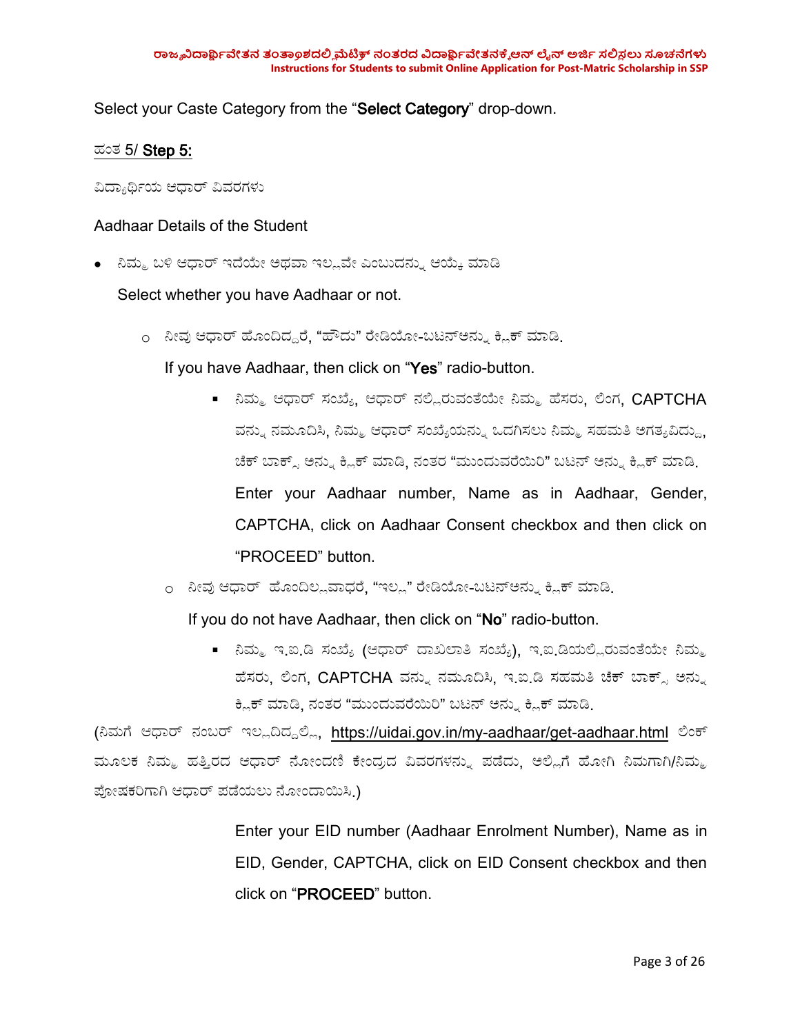Select your Caste Category from the "**Select Category**" drop-down.

<u>ಹಂತ 5/ **Step 5:**</u>

ವಿದ್ಯಾರ್ಥಿಯ ಆಧಾರ್ ವಿವರಗಳು

Aadhaar Details of the Student

- ನಿಮ್ಮ ಬಳಿ ಆಧಾರ್ ಇದೆಯೇ ಅಥವಾ ಇಲ್ಲವೇ ಎಂಬುದನ್ನು ಆಯ್ಕೆ ಮಾಡಿ

  Select whether you have Aadhaar or not.

  - ನೀವು ಆಧಾರ್ ಹೊಂದಿದ್ದರೆ, "ಹೌದು" ರೇಡಿಯೋ-ಬಟನ್‌ಅನ್ನು ಕ್ಲಿಕ್ ಮಾಡಿ.

    If you have Aadhaar, then click on "**Yes**" radio-button.

    - ನಿಮ್ಮ ಆಧಾರ್ ಸಂಖ್ಯೆ, ಆಧಾರ್ ನಲ್ಲಿರುವಂತೆಯೇ ನಿಮ್ಮ ಹೆಸರು, ಲಿಂಗ, CAPTCHA ವನ್ನು ನಮೂದಿಸಿ, ನಿಮ್ಮ ಆಧಾರ್ ಸಂಖ್ಯೆಯನ್ನು ಒದಗಿಸಲು ನಿಮ್ಮ ಸಹಮತಿ ಅಗತ್ಯವಿದ್ದು, ಚೆಕ್ ಬಾಕ್ಸ್ ಅನ್ನು ಕ್ಲಿಕ್ ಮಾಡಿ, ನಂತರ "ಮುಂದುವರೆಯಿರಿ" ಬಟನ್ ಅನ್ನು ಕ್ಲಿಕ್ ಮಾಡಿ.

      Enter your Aadhaar number, Name as in Aadhaar, Gender, CAPTCHA, click on Aadhaar Consent checkbox and then click on "PROCEED" button.

  - ನೀವು ಆಧಾರ್ ಹೊಂದಿಲ್ಲವಾದರೆ, "ಇಲ್ಲ" ರೇಡಿಯೋ-ಬಟನ್‌ಅನ್ನು ಕ್ಲಿಕ್ ಮಾಡಿ.

    If you do not have Aadhaar, then click on "**No**" radio-button.

    - ನಿಮ್ಮ ಇ.ಐ.ಡಿ ಸಂಖ್ಯೆ (ಆಧಾರ್ ದಾಖಲಾತಿ ಸಂಖ್ಯೆ), ಇ.ಐ.ಡಿಯಲ್ಲಿರುವಂತೆಯೇ ನಿಮ್ಮ ಹೆಸರು, ಲಿಂಗ, CAPTCHA ವನ್ನು ನಮೂದಿಸಿ, ಇ.ಐ.ಡಿ ಸಹಮತಿ ಚೆಕ್ ಬಾಕ್ಸ್ ಅನ್ನು ಕ್ಲಿಕ್ ಮಾಡಿ, ನಂತರ "ಮುಂದುವರೆಯಿರಿ" ಬಟನ್ ಅನ್ನು ಕ್ಲಿಕ್ ಮಾಡಿ.

(ನಿಮಗೆ ಆಧಾರ್ ನಂಬರ್ ಇಲ್ಲದಿದ್ದಲ್ಲಿ, https://uidai.gov.in/my-aadhaar/get-aadhaar.html ಲಿಂಕ್ ಮೂಲಕ ನಿಮ್ಮ ಹತ್ತಿರದ ಆಧಾರ್ ನೋಂದಣಿ ಕೇಂದ್ರದ ವಿವರಗಳನ್ನು ಪಡೆದು, ಅಲ್ಲಿಗೆ ಹೋಗಿ ನಿಮಗಾಗಿ/ನಿಮ್ಮ ಪೋಷಕರಿಗಾಗಿ ಆಧಾರ್ ಪಡೆಯಲು ನೋಂದಾಯಿಸಿ.)

Enter your EID number (Aadhaar Enrolment Number), Name as in EID, Gender, CAPTCHA, click on EID Consent checkbox and then click on "**PROCEED**" button.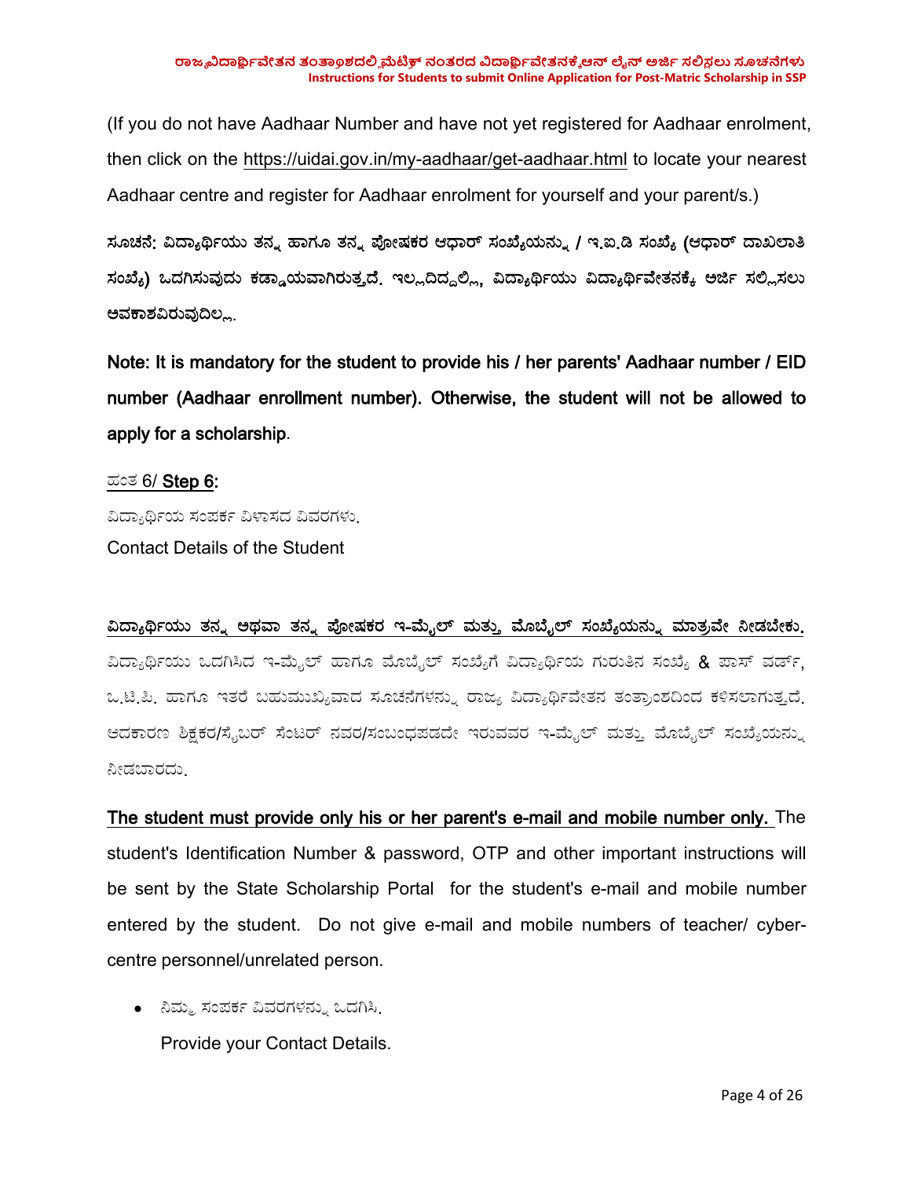(If you do not have Aadhaar Number and have not yet registered for Aadhaar enrolment, then click on the https://uidai.gov.in/my-aadhaar/get-aadhaar.html to locate your nearest Aadhaar centre and register for Aadhaar enrolment for yourself and your parent/s.)

**ಸೂಚನೆ: ವಿದ್ಯಾರ್ಥಿಯು ತನ್ನ ಹಾಗೂ ತನ್ನ ಪೋಷಕರ ಆಧಾರ್ ಸಂಖ್ಯೆಯನ್ನು / ಇ.ಐ.ಡಿ ಸಂಖ್ಯೆ (ಆಧಾರ್ ದಾಖಲಾತಿ ಸಂಖ್ಯೆ) ಒದಗಿಸುವುದು ಕಡ್ಡಾಯವಾಗಿರುತ್ತದೆ. ಇಲ್ಲದಿದ್ದಲ್ಲಿ, ವಿದ್ಯಾರ್ಥಿಯು ವಿದ್ಯಾರ್ಥಿವೇತನಕ್ಕೆ ಅರ್ಜಿ ಸಲ್ಲಿಸಲು ಅವಕಾಶವಿರುವುದಿಲ್ಲ.**

**Note: It is mandatory for the student to provide his / her parents' Aadhaar number / EID number (Aadhaar enrollment number). Otherwise, the student will not be allowed to apply for a scholarship**.

ಹಂತ 6/ **Step 6:**

ವಿದ್ಯಾರ್ಥಿಯ ಸಂಪರ್ಕ ವಿಳಾಸದ ವಿವರಗಳು.

Contact Details of the Student

**ವಿದ್ಯಾರ್ಥಿಯು ತನ್ನ ಅಥವಾ ತನ್ನ ಪೋಷಕರ ಇ-ಮೈಲ್ ಮತ್ತು ಮೊಬೈಲ್ ಸಂಖ್ಯೆಯನ್ನು ಮಾತ್ರವೇ ನೀಡಬೇಕು.** ವಿದ್ಯಾರ್ಥಿಯು ಒದಗಿಸಿದ ಇ-ಮೈಲ್ ಹಾಗೂ ಮೊಬೈಲ್ ಸಂಖ್ಯೆಗೆ ವಿದ್ಯಾರ್ಥಿಯ ಗುರುತಿನ ಸಂಖ್ಯೆ & ಪಾಸ್ ವರ್ಡ್, ಒ.ಟಿ.ಪಿ. ಹಾಗೂ ಇತರೆ ಬಹುಮುಖ್ಯವಾದ ಸೂಚನೆಗಳನ್ನು ರಾಜ್ಯ ವಿದ್ಯಾರ್ಥಿವೇತನ ತಂತ್ರಾಂಶದಿಂದ ಕಳಿಸಲಾಗುತ್ತದೆ. ಆದಕಾರಣ ಶಿಕ್ಷಕರ/ಸೈಬರ್ ಸೆಂಟರ್ ನವರ/ಸಂಬಂಧಪಡದೇ ಇರುವವರ ಇ-ಮೈಲ್ ಮತ್ತು ಮೊಬೈಲ್ ಸಂಖ್ಯೆಯನ್ನು ನೀಡಬಾರದು.

**The student must provide only his or her parent's e-mail and mobile number only.** The student's Identification Number & password, OTP and other important instructions will be sent by the State Scholarship Portal for the student's e-mail and mobile number entered by the student. Do not give e-mail and mobile numbers of teacher/ cyber-centre personnel/unrelated person.

- ನಿಮ್ಮ ಸಂಪರ್ಕ ವಿವರಗಳನ್ನು ಒದಗಿಸಿ.

  Provide your Contact Details.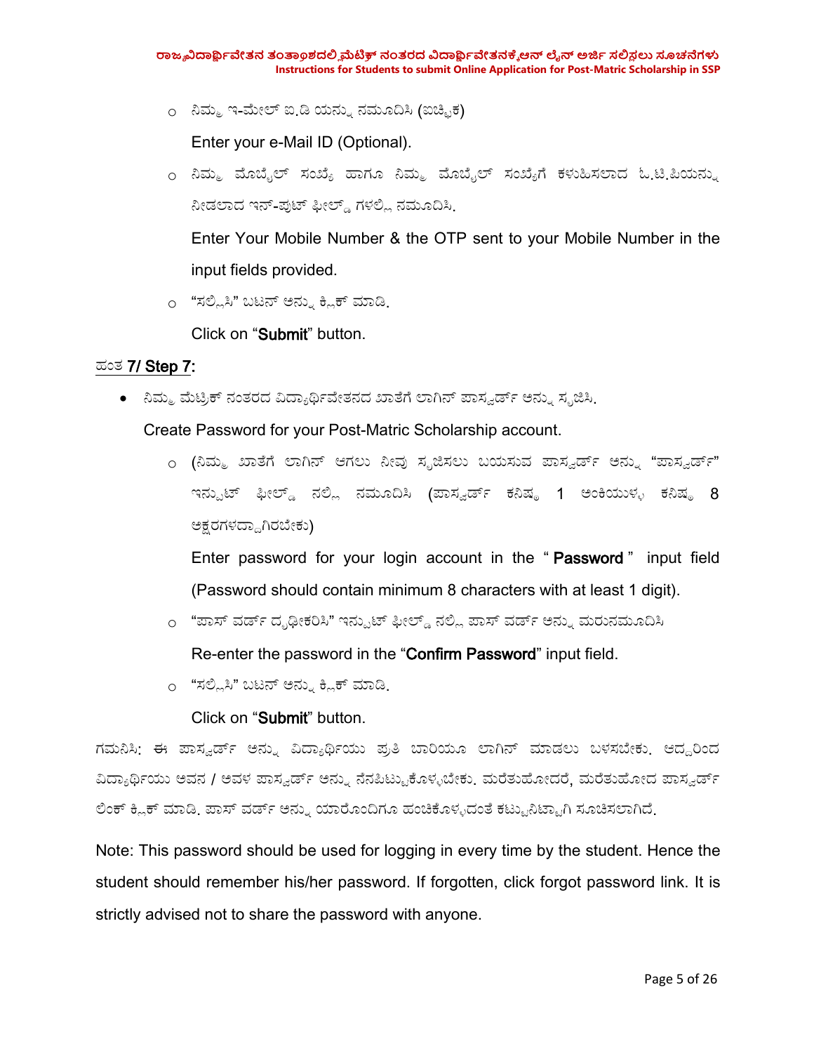- ನಿಮ್ಮ ಇ-ಮೇಲ್ ಐ.ಡಿ ಯನ್ನು ನಮೂದಿಸಿ (ಐಚ್ಛಿಕ)

  Enter your e-Mail ID (Optional).

- ನಿಮ್ಮ ಮೊಬೈಲ್ ಸಂಖ್ಯೆ ಹಾಗೂ ನಿಮ್ಮ ಮೊಬೈಲ್ ಸಂಖ್ಯೆಗೆ ಕಳುಹಿಸಲಾದ ಓ.ಟಿ.ಪಿಯನ್ನು ನೀಡಲಾದ ಇನ್-ಪುಟ್ ಫೀಲ್ಡ್ ಗಳಲ್ಲಿ ನಮೂದಿಸಿ.

  Enter Your Mobile Number & the OTP sent to your Mobile Number in the input fields provided.

- "ಸಲ್ಲಿಸಿ" ಬಟನ್ ಅನ್ನು ಕ್ಲಿಕ್ ಮಾಡಿ.

  Click on "**Submit**" button.

ಹಂತ **7/ Step 7**:

- ನಿಮ್ಮ ಮೆಟ್ರಿಕ್ ನಂತರದ ವಿದ್ಯಾರ್ಥಿವೇತನದ ಖಾತೆಗೆ ಲಾಗಿನ್ ಪಾಸ್ವರ್ಡ್ ಅನ್ನು ಸೃಜಿಸಿ.

  Create Password for your Post-Matric Scholarship account.

  - (ನಿಮ್ಮ ಖಾತೆಗೆ ಲಾಗಿನ್ ಆಗಲು ನೀವು ಸೃಜಿಸಲು ಬಯಸುವ ಪಾಸ್ವರ್ಡ್ ಅನ್ನು "ಪಾಸ್ವರ್ಡ್" ಇನ್ಪುಟ್ ಫೀಲ್ಡ್ ನಲ್ಲಿ ನಮೂದಿಸಿ (ಪಾಸ್ವರ್ಡ್ ಕನಿಷ್ಠ 1 ಅಂಕಿಯುಳ್ಳ ಕನಿಷ್ಠ 8 ಅಕ್ಷರಗಳದ್ದಾಗಿರಬೇಕು)

    Enter password for your login account in the " **Password** " input field (Password should contain minimum 8 characters with at least 1 digit).

  - "ಪಾಸ್ ವರ್ಡ್ ದೃಢೀಕರಿಸಿ" ಇನ್ಪುಟ್ ಫೀಲ್ಡ್ ನಲ್ಲಿ ಪಾಸ್ ವರ್ಡ್ ಅನ್ನು ಮರುನಮೂದಿಸಿ

    Re-enter the password in the "**Confirm Password**" input field.

  - "ಸಲ್ಲಿಸಿ" ಬಟನ್ ಅನ್ನು ಕ್ಲಿಕ್ ಮಾಡಿ.

    Click on "**Submit**" button.

ಗಮನಿಸಿ: ಈ ಪಾಸ್ವರ್ಡ್ ಅನ್ನು ವಿದ್ಯಾರ್ಥಿಯು ಪ್ರತಿ ಬಾರಿಯೂ ಲಾಗಿನ್ ಮಾಡಲು ಬಳಸಬೇಕು. ಆದ್ದರಿಂದ ವಿದ್ಯಾರ್ಥಿಯು ಅವನ / ಅವಳ ಪಾಸ್ವರ್ಡ್ ಅನ್ನು ನೆನಪಿಟ್ಟುಕೊಳ್ಳಬೇಕು. ಮರೆತುಹೋದರೆ, ಮರೆತುಹೋದ ಪಾಸ್ವರ್ಡ್ ಲಿಂಕ್ ಕ್ಲಿಕ್ ಮಾಡಿ. ಪಾಸ್ ವರ್ಡ್ ಅನ್ನು ಯಾರೊಂದಿಗೂ ಹಂಚಿಕೊಳ್ಳದಂತೆ ಕಟ್ಟುನಿಟ್ಟಾಗಿ ಸೂಚಿಸಲಾಗಿದೆ.

Note: This password should be used for logging in every time by the student. Hence the student should remember his/her password. If forgotten, click forgot password link. It is strictly advised not to share the password with anyone.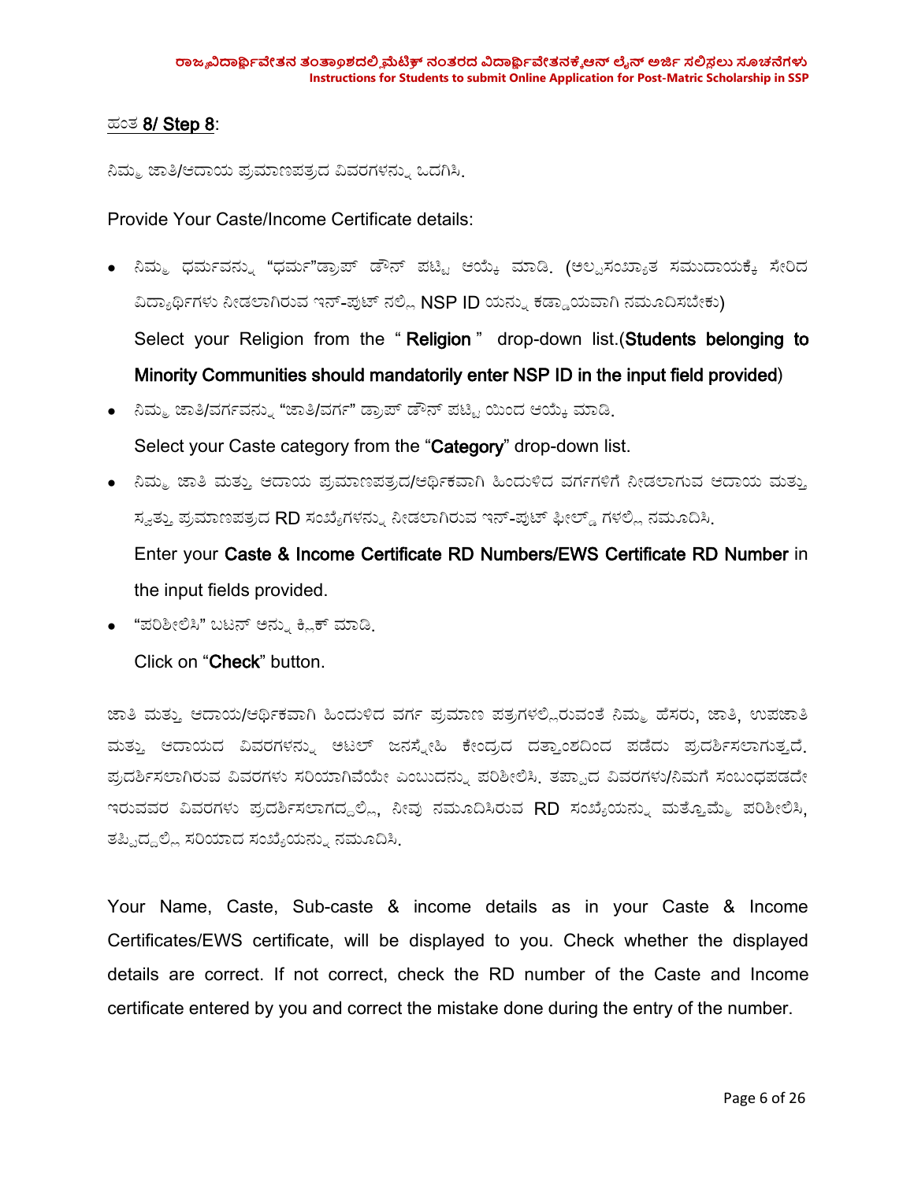ಹಂತ **8/ Step 8**:

ನಿಮ್ಮ ಜಾತಿ/ಆದಾಯ ಪ್ರಮಾಣಪತ್ರದ ವಿವರಗಳನ್ನು ಒದಗಿಸಿ.

Provide Your Caste/Income Certificate details:

- ನಿಮ್ಮ ಧರ್ಮವನ್ನು "ಧರ್ಮ"ಡ್ರಾಪ್ ಡೌನ್ ಪಟ್ಟಿ ಆಯ್ಕೆ ಮಾಡಿ. (ಅಲ್ಪಸಂಖ್ಯಾತ ಸಮುದಾಯಕ್ಕೆ ಸೇರಿದ ವಿದ್ಯಾರ್ಥಿಗಳು ನೀಡಲಾಗಿರುವ ಇನ್-ಪುಟ್ ನಲ್ಲಿ NSP ID ಯನ್ನು ಕಡ್ಡಾಯವಾಗಿ ನಮೂದಿಸಬೇಕು)

  Select your Religion from the "**Religion**" drop-down list.(**Students belonging to Minority Communities should mandatorily enter NSP ID in the input field provided**)

- ನಿಮ್ಮ ಜಾತಿ/ವರ್ಗವನ್ನು "ಜಾತಿ/ವರ್ಗ" ಡ್ರಾಪ್ ಡೌನ್ ಪಟ್ಟಿ ಯಿಂದ ಆಯ್ಕೆ ಮಾಡಿ.

  Select your Caste category from the "**Category**" drop-down list.

- ನಿಮ್ಮ ಜಾತಿ ಮತ್ತು ಆದಾಯ ಪ್ರಮಾಣಪತ್ರದ/ಆರ್ಥಿಕವಾಗಿ ಹಿಂದುಳಿದ ವರ್ಗಗಳಿಗೆ ನೀಡಲಾಗುವ ಆದಾಯ ಮತ್ತು ಸ್ವತ್ತು ಪ್ರಮಾಣಪತ್ರದ RD ಸಂಖ್ಯೆಗಳನ್ನು ನೀಡಲಾಗಿರುವ ಇನ್-ಪುಟ್ ಫೀಲ್ಡ್ ಗಳಲ್ಲಿ ನಮೂದಿಸಿ.

  Enter your **Caste & Income Certificate RD Numbers/EWS Certificate RD Number** in the input fields provided.

- "ಪರಿಶೀಲಿಸಿ" ಬಟನ್ ಅನ್ನು ಕ್ಲಿಕ್ ಮಾಡಿ.

  Click on "**Check**" button.

ಜಾತಿ ಮತ್ತು ಆದಾಯ/ಆರ್ಥಿಕವಾಗಿ ಹಿಂದುಳಿದ ವರ್ಗ ಪ್ರಮಾಣ ಪತ್ರಗಳಲ್ಲಿರುವಂತೆ ನಿಮ್ಮ ಹೆಸರು, ಜಾತಿ, ಉಪಜಾತಿ ಮತ್ತು ಆದಾಯದ ವಿವರಗಳನ್ನು ಅಟಲ್ ಜನಸ್ನೇಹಿ ಕೇಂದ್ರದ ದತ್ತಾಂಶದಿಂದ ಪಡೆದು ಪ್ರದರ್ಶಿಸಲಾಗುತ್ತದೆ. ಪ್ರದರ್ಶಿಸಲಾಗಿರುವ ವಿವರಗಳು ಸರಿಯಾಗಿವೆಯೇ ಎಂಬುದನ್ನು ಪರಿಶೀಲಿಸಿ. ತಪ್ಪಾದ ವಿವರಗಳು/ನಿಮಗೆ ಸಂಬಂಧಪಡದೇ ಇರುವವರ ವಿವರಗಳು ಪ್ರದರ್ಶಿಸಲಾಗದ್ದಲ್ಲಿ, ನೀವು ನಮೂದಿಸಿರುವ RD ಸಂಖ್ಯೆಯನ್ನು ಮತ್ತೊಮ್ಮೆ ಪರಿಶೀಲಿಸಿ, ತಪ್ಪಿದ್ದಲ್ಲಿ ಸರಿಯಾದ ಸಂಖ್ಯೆಯನ್ನು ನಮೂದಿಸಿ.

Your Name, Caste, Sub-caste & income details as in your Caste & Income Certificates/EWS certificate, will be displayed to you. Check whether the displayed details are correct. If not correct, check the RD number of the Caste and Income certificate entered by you and correct the mistake done during the entry of the number.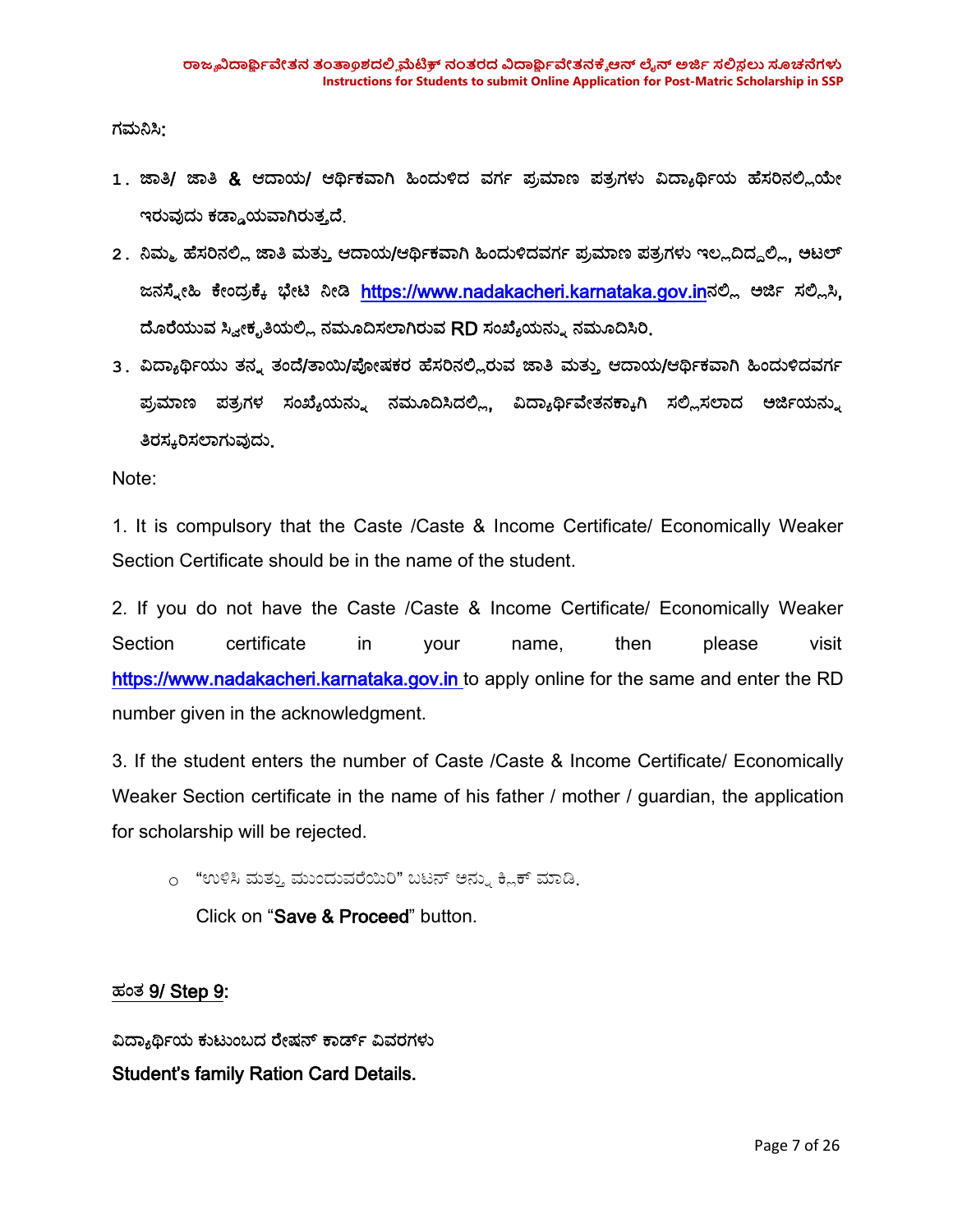ಗಮನಿಸಿ:

1. ಜಾತಿ/ ಜಾತಿ & ಆದಾಯ/ ಆರ್ಥಿಕವಾಗಿ ಹಿಂದುಳಿದ ವರ್ಗ ಪ್ರಮಾಣ ಪತ್ರಗಳು ವಿದ್ಯಾರ್ಥಿಯ ಹೆಸರಿನಲ್ಲಿಯೇ ಇರುವುದು ಕಡ್ಡಾಯವಾಗಿರುತ್ತದೆ.
2. ನಿಮ್ಮ ಹೆಸರಿನಲ್ಲಿ ಜಾತಿ ಮತ್ತು ಆದಾಯ/ಆರ್ಥಿಕವಾಗಿ ಹಿಂದುಳಿದವರ್ಗ ಪ್ರಮಾಣ ಪತ್ರಗಳು ಇಲ್ಲದಿದ್ದಲ್ಲಿ, ಅಟಲ್ ಜನಸ್ನೇಹಿ ಕೇಂದ್ರಕ್ಕೆ ಭೇಟಿ ನೀಡಿ https://www.nadakacheri.karnataka.gov.inನಲ್ಲಿ ಅರ್ಜಿ ಸಲ್ಲಿಸಿ, ದೊರೆಯುವ ಸ್ವೀಕೃತಿಯಲ್ಲಿ ನಮೂದಿಸಲಾಗಿರುವ RD ಸಂಖ್ಯೆಯನ್ನು ನಮೂದಿಸಿರಿ.
3. ವಿದ್ಯಾರ್ಥಿಯು ತನ್ನ ತಂದೆ/ತಾಯಿ/ಪೋಷಕರ ಹೆಸರಿನಲ್ಲಿರುವ ಜಾತಿ ಮತ್ತು ಆದಾಯ/ಆರ್ಥಿಕವಾಗಿ ಹಿಂದುಳಿದವರ್ಗ ಪ್ರಮಾಣ ಪತ್ರಗಳ ಸಂಖ್ಯೆಯನ್ನು ನಮೂದಿಸಿದಲ್ಲಿ, ವಿದ್ಯಾರ್ಥಿವೇತನಕ್ಕಾಗಿ ಸಲ್ಲಿಸಲಾದ ಅರ್ಜಿಯನ್ನು ತಿರಸ್ಕರಿಸಲಾಗುವುದು.

Note:

1. It is compulsory that the Caste /Caste & Income Certificate/ Economically Weaker Section Certificate should be in the name of the student.
2. If you do not have the Caste /Caste & Income Certificate/ Economically Weaker Section certificate in your name, then please visit https://www.nadakacheri.karnataka.gov.in to apply online for the same and enter the RD number given in the acknowledgment.
3. If the student enters the number of Caste /Caste & Income Certificate/ Economically Weaker Section certificate in the name of his father / mother / guardian, the application for scholarship will be rejected.

- "ಉಳಿಸಿ ಮತ್ತು ಮುಂದುವರೆಯಿರಿ" ಬಟನ್ ಅನ್ನು ಕ್ಲಿಕ್ ಮಾಡಿ.

  Click on "**Save & Proceed**" button.

## ಹಂತ 9/ Step 9:

**ವಿದ್ಯಾರ್ಥಿಯ ಕುಟುಂಬದ ರೇಷನ್ ಕಾರ್ಡ್ ವಿವರಗಳು**

**Student's family Ration Card Details.**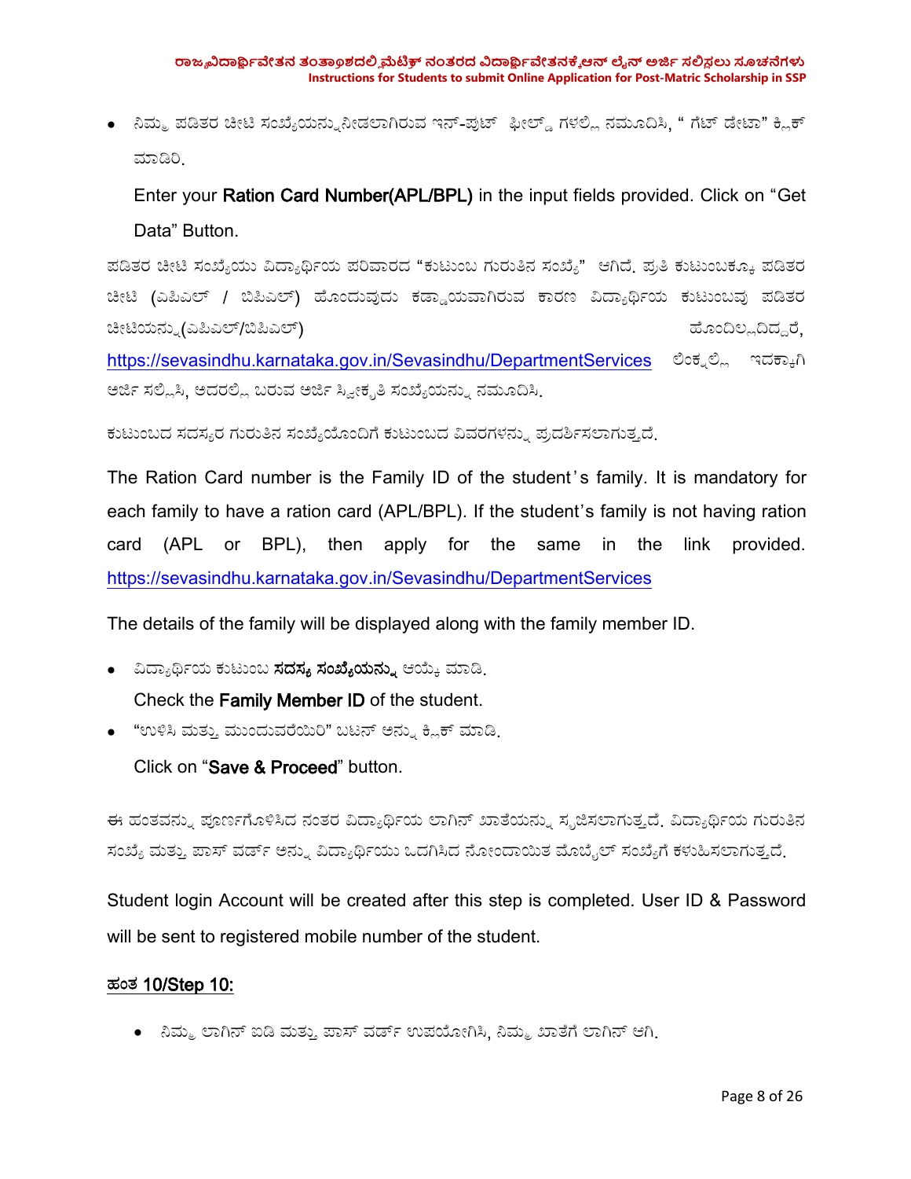- ನಿಮ್ಮ ಪಡಿತರ ಚೀಟಿ ಸಂಖ್ಯೆಯನ್ನು ನೀಡಲಾಗಿರುವ ಇನ್-ಪುಟ್ ಫೀಲ್ಡ್ ಗಳಲ್ಲಿ ನಮೂದಿಸಿ, " ಗೆಟ್ ಡೇಟಾ" ಕ್ಲಿಕ್ ಮಾಡಿರಿ.

  Enter your **Ration Card Number(APL/BPL)** in the input fields provided. Click on "Get Data" Button.

ಪಡಿತರ ಚೀಟಿ ಸಂಖ್ಯೆಯು ವಿದ್ಯಾರ್ಥಿಯ ಪರಿವಾರದ "ಕುಟುಂಬ ಗುರುತಿನ ಸಂಖ್ಯೆ" ಆಗಿದೆ. ಪ್ರತಿ ಕುಟುಂಬಕ್ಕೂ ಪಡಿತರ ಚೀಟಿ (ಎಪಿಎಲ್ / ಬಿಪಿಎಲ್) ಹೊಂದುವುದು ಕಡ್ಡಾಯವಾಗಿರುವ ಕಾರಣ ವಿದ್ಯಾರ್ಥಿಯ ಕುಟುಂಬವು ಪಡಿತರ ಚೀಟಿಯನ್ನು (ಎಪಿಎಲ್/ಬಿಪಿಎಲ್) ಹೊಂದಿಲ್ಲದಿದ್ದರೆ, https://sevasindhu.karnataka.gov.in/Sevasindhu/DepartmentServices ಲಿಂಕ್ನಲ್ಲಿ ಇದಕ್ಕಾಗಿ ಅರ್ಜಿ ಸಲ್ಲಿಸಿ, ಅದರಲ್ಲಿ ಬರುವ ಅರ್ಜಿ ಸ್ವೀಕೃತಿ ಸಂಖ್ಯೆಯನ್ನು ನಮೂದಿಸಿ.

ಕುಟುಂಬದ ಸದಸ್ಯರ ಗುರುತಿನ ಸಂಖ್ಯೆಯೊಂದಿಗೆ ಕುಟುಂಬದ ವಿವರಗಳನ್ನು ಪ್ರದರ್ಶಿಸಲಾಗುತ್ತದೆ.

The Ration Card number is the Family ID of the student's family. It is mandatory for each family to have a ration card (APL/BPL). If the student's family is not having ration card (APL or BPL), then apply for the same in the link provided. https://sevasindhu.karnataka.gov.in/Sevasindhu/DepartmentServices

The details of the family will be displayed along with the family member ID.

- ವಿದ್ಯಾರ್ಥಿಯ ಕುಟುಂಬ **ಸದಸ್ಯ ಸಂಖ್ಯೆಯನ್ನು** ಆಯ್ಕೆ ಮಾಡಿ.

  Check the **Family Member ID** of the student.
- "ಉಳಿಸಿ ಮತ್ತು ಮುಂದುವರೆಯಿರಿ" ಬಟನ್ ಅನ್ನು ಕ್ಲಿಕ್ ಮಾಡಿ.

  Click on "**Save & Proceed**" button.

ಈ ಹಂತವನ್ನು ಪೂರ್ಣಗೊಳಿಸಿದ ನಂತರ ವಿದ್ಯಾರ್ಥಿಯ ಲಾಗಿನ್ ಖಾತೆಯನ್ನು ಸೃಜಿಸಲಾಗುತ್ತದೆ. ವಿದ್ಯಾರ್ಥಿಯ ಗುರುತಿನ ಸಂಖ್ಯೆ ಮತ್ತು ಪಾಸ್ ವರ್ಡ್ ಅನ್ನು ವಿದ್ಯಾರ್ಥಿಯು ಒದಗಿಸಿದ ನೋಂದಾಯಿತ ಮೊಬೈಲ್ ಸಂಖ್ಯೆಗೆ ಕಳುಹಿಸಲಾಗುತ್ತದೆ.

Student login Account will be created after this step is completed. User ID & Password will be sent to registered mobile number of the student.

## ಹಂತ 10/Step 10:

- ನಿಮ್ಮ ಲಾಗಿನ್ ಐಡಿ ಮತ್ತು ಪಾಸ್ ವರ್ಡ್ ಉಪಯೋಗಿಸಿ, ನಿಮ್ಮ ಖಾತೆಗೆ ಲಾಗಿನ್ ಆಗಿ.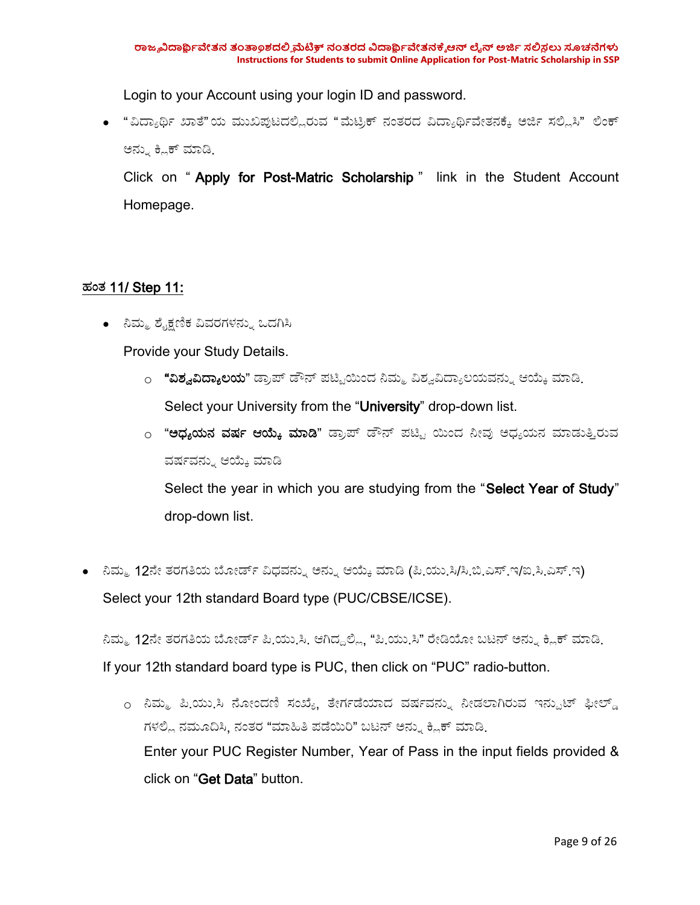Login to your Account using your login ID and password.

- "ವಿದ್ಯಾರ್ಥಿ ಖಾತೆ"ಯ ಮುಖಪುಟದಲ್ಲಿರುವ "ಮೆಟ್ರಿಕ್ ನಂತರದ ವಿದ್ಯಾರ್ಥಿವೇತನಕ್ಕೆ ಅರ್ಜಿ ಸಲ್ಲಿಸಿ" ಲಿಂಕ್ ಅನ್ನು ಕ್ಲಿಕ್ ಮಾಡಿ.

  Click on " **Apply for Post-Matric Scholarship** " link in the Student Account Homepage.

## ಹಂತ 11/ Step 11:

- ನಿಮ್ಮ ಶೈಕ್ಷಣಿಕ ವಿವರಗಳನ್ನು ಒದಗಿಸಿ

  Provide your Study Details.

  - **"ವಿಶ್ವವಿದ್ಯಾಲಯ"** ಡ್ರಾಪ್ ಡೌನ್ ಪಟ್ಟಿಯಿಂದ ನಿಮ್ಮ ವಿಶ್ವವಿದ್ಯಾಲಯವನ್ನು ಆಯ್ಕೆ ಮಾಡಿ.

    Select your University from the "**University**" drop-down list.

  - **"ಅಧ್ಯಯನ ವರ್ಷ ಆಯ್ಕೆ ಮಾಡಿ"** ಡ್ರಾಪ್ ಡೌನ್ ಪಟ್ಟಿ ಯಿಂದ ನೀವು ಅಧ್ಯಯನ ಮಾಡುತ್ತಿರುವ ವರ್ಷವನ್ನು ಆಯ್ಕೆ ಮಾಡಿ

    Select the year in which you are studying from the "**Select Year of Study**" drop-down list.

- ನಿಮ್ಮ 12ನೇ ತರಗತಿಯ ಬೋರ್ಡ್ ವಿಧವನ್ನು ಅನ್ನು ಆಯ್ಕೆ ಮಾಡಿ (ಪಿ.ಯು.ಸಿ/ಸಿ.ಬಿ.ಎಸ್.ಇ/ಐ.ಸಿ.ಎಸ್.ಇ)

  Select your 12th standard Board type (PUC/CBSE/ICSE).

  ನಿಮ್ಮ 12ನೇ ತರಗತಿಯ ಬೋರ್ಡ್ ಪಿ.ಯು.ಸಿ. ಆಗಿದ್ದಲ್ಲಿ, "ಪಿ.ಯು.ಸಿ" ರೇಡಿಯೋ ಬಟನ್ ಅನ್ನು ಕ್ಲಿಕ್ ಮಾಡಿ.

  If your 12th standard board type is PUC, then click on "PUC" radio-button.

  - ನಿಮ್ಮ ಪಿ.ಯು.ಸಿ ನೋಂದಣಿ ಸಂಖ್ಯೆ, ತೇರ್ಗಡೆಯಾದ ವರ್ಷವನ್ನು ನೀಡಲಾಗಿರುವ ಇನ್ಪುಟ್ ಫೀಲ್ಡ್ ಗಳಲ್ಲಿ ನಮೂದಿಸಿ, ನಂತರ "ಮಾಹಿತಿ ಪಡೆಯಿರಿ" ಬಟನ್ ಅನ್ನು ಕ್ಲಿಕ್ ಮಾಡಿ.

    Enter your PUC Register Number, Year of Pass in the input fields provided & click on "**Get Data**" button.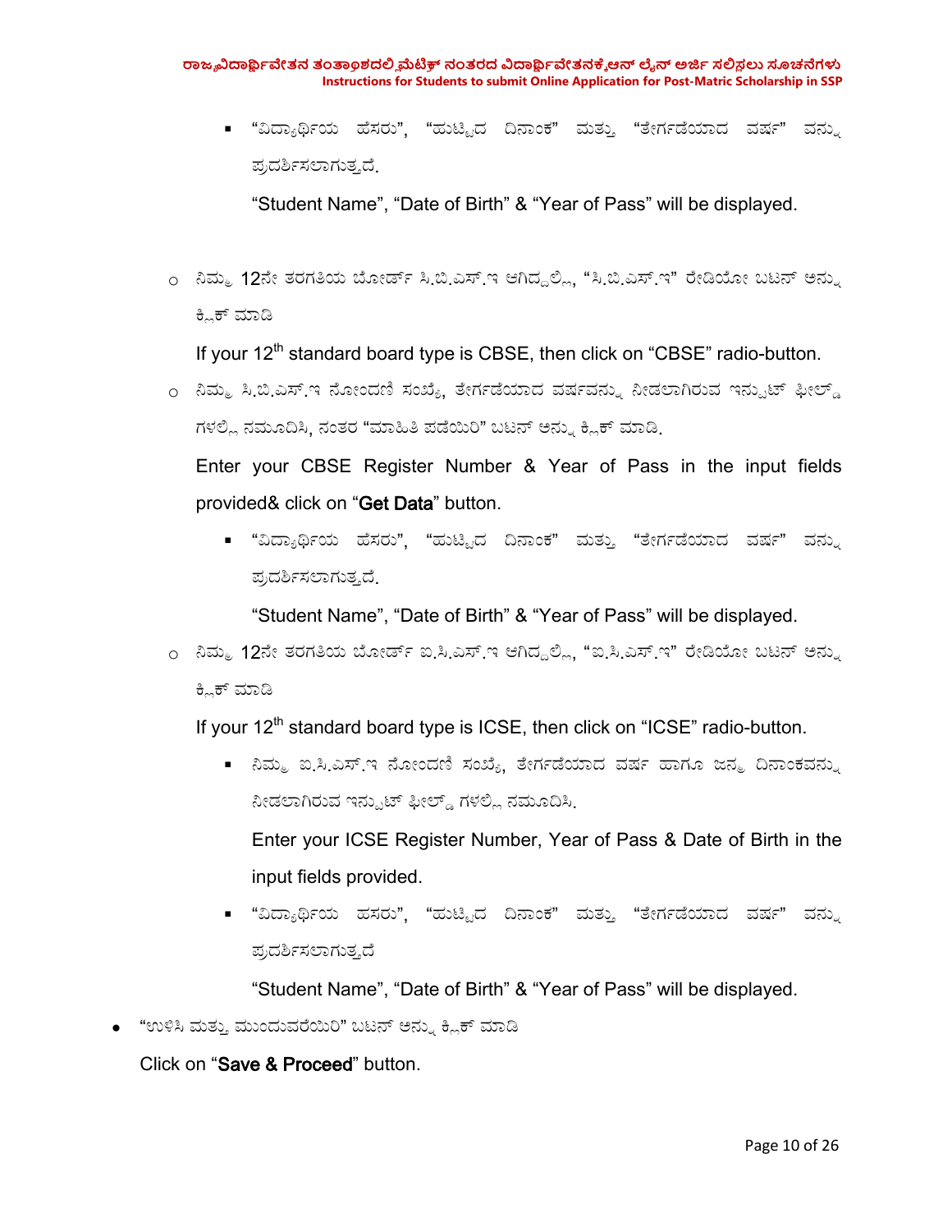- "ವಿದ್ಯಾರ್ಥಿಯ ಹೆಸರು", "ಹುಟ್ಟಿದ ದಿನಾಂಕ" ಮತ್ತು "ತೇರ್ಗಡೆಯಾದ ವರ್ಷ" ವನ್ನು ಪ್ರದರ್ಶಿಸಲಾಗುತ್ತದೆ.

  "Student Name", "Date of Birth" & "Year of Pass" will be displayed.

  - ನಿಮ್ಮ 12ನೇ ತರಗತಿಯ ಬೋರ್ಡ್ ಸಿ.ಬಿ.ಎಸ್.ಇ ಆಗಿದ್ದಲ್ಲಿ, "ಸಿ.ಬಿ.ಎಸ್.ಇ" ರೇಡಿಯೋ ಬಟನ್ ಅನ್ನು ಕ್ಲಿಕ್ ಮಾಡಿ

    If your 12th standard board type is CBSE, then click on "CBSE" radio-button.

  - ನಿಮ್ಮ ಸಿ.ಬಿ.ಎಸ್.ಇ ನೋಂದಣಿ ಸಂಖ್ಯೆ, ತೇರ್ಗಡೆಯಾದ ವರ್ಷವನ್ನು ನೀಡಲಾಗಿರುವ ಇನ್ಪುಟ್ ಫೀಲ್ಡ್ ಗಳಲ್ಲಿ ನಮೂದಿಸಿ, ನಂತರ "ಮಾಹಿತಿ ಪಡೆಯಿರಿ" ಬಟನ್ ಅನ್ನು ಕ್ಲಿಕ್ ಮಾಡಿ.

    Enter your CBSE Register Number & Year of Pass in the input fields provided& click on "**Get Data**" button.

    - "ವಿದ್ಯಾರ್ಥಿಯ ಹೆಸರು", "ಹುಟ್ಟಿದ ದಿನಾಂಕ" ಮತ್ತು "ತೇರ್ಗಡೆಯಾದ ವರ್ಷ" ವನ್ನು ಪ್ರದರ್ಶಿಸಲಾಗುತ್ತದೆ.

      "Student Name", "Date of Birth" & "Year of Pass" will be displayed.

  - ನಿಮ್ಮ 12ನೇ ತರಗತಿಯ ಬೋರ್ಡ್ ಐ.ಸಿ.ಎಸ್.ಇ ಆಗಿದ್ದಲ್ಲಿ, "ಐ.ಸಿ.ಎಸ್.ಇ" ರೇಡಿಯೋ ಬಟನ್ ಅನ್ನು ಕ್ಲಿಕ್ ಮಾಡಿ

    If your 12th standard board type is ICSE, then click on "ICSE" radio-button.

    - ನಿಮ್ಮ ಐ.ಸಿ.ಎಸ್.ಇ ನೋಂದಣಿ ಸಂಖ್ಯೆ, ತೇರ್ಗಡೆಯಾದ ವರ್ಷ ಹಾಗೂ ಜನ್ಮ ದಿನಾಂಕವನ್ನು ನೀಡಲಾಗಿರುವ ಇನ್ಪುಟ್ ಫೀಲ್ಡ್ ಗಳಲ್ಲಿ ನಮೂದಿಸಿ.

      Enter your ICSE Register Number, Year of Pass & Date of Birth in the input fields provided.

    - "ವಿದ್ಯಾರ್ಥಿಯ ಹೆಸರು", "ಹುಟ್ಟಿದ ದಿನಾಂಕ" ಮತ್ತು "ತೇರ್ಗಡೆಯಾದ ವರ್ಷ" ವನ್ನು ಪ್ರದರ್ಶಿಸಲಾಗುತ್ತದೆ

      "Student Name", "Date of Birth" & "Year of Pass" will be displayed.

- "ಉಳಿಸಿ ಮತ್ತು ಮುಂದುವರೆಯಿರಿ" ಬಟನ್ ಅನ್ನು ಕ್ಲಿಕ್ ಮಾಡಿ

  Click on "**Save & Proceed**" button.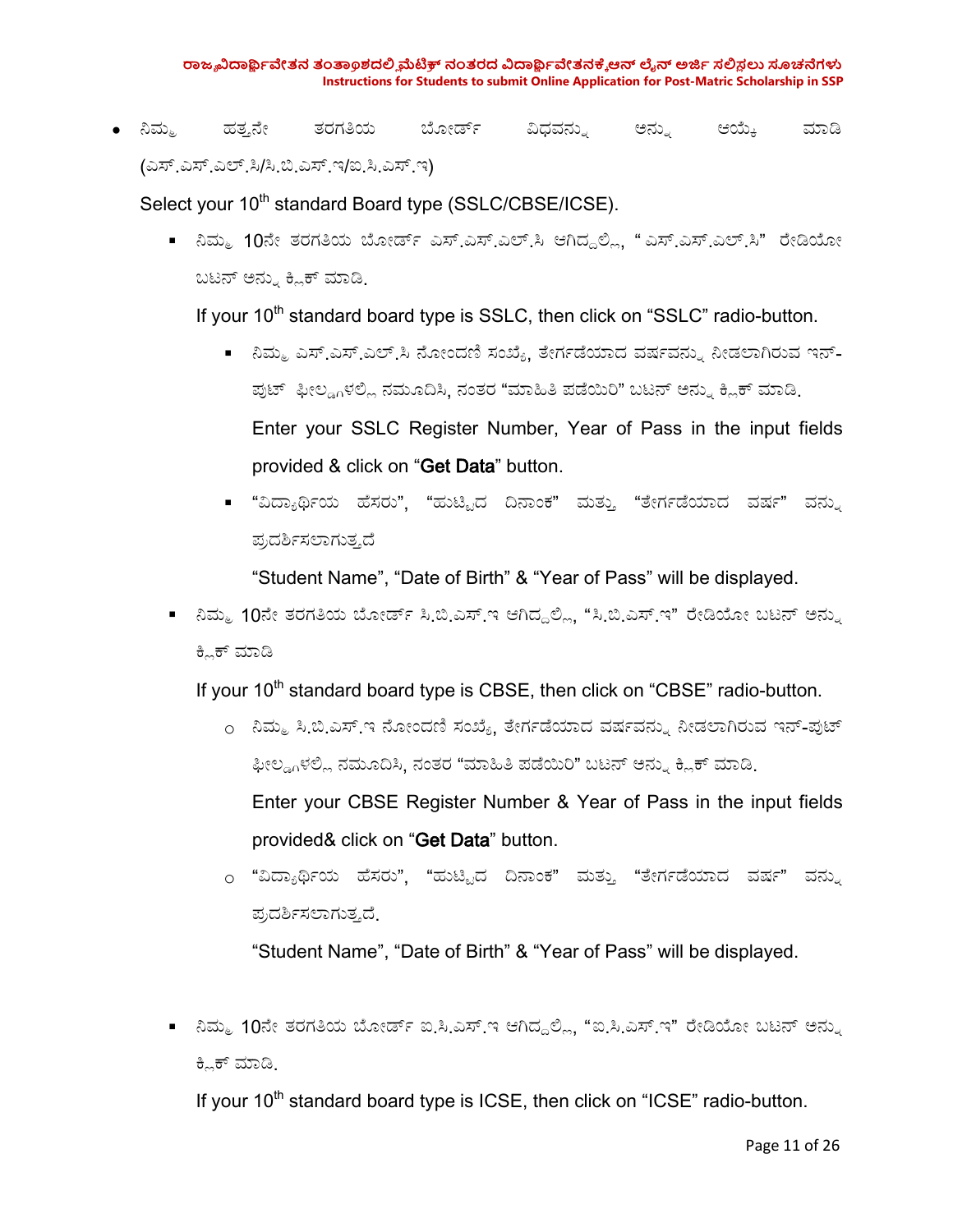- ನಿಮ್ಮ ಹತ್ತನೇ ತರಗತಿಯ ಬೋರ್ಡ್ ವಿಧವನ್ನು ಆಯ್ಕೆ ಮಾಡಿ (ಎಸ್.ಎಸ್.ಎಲ್.ಸಿ/ಸಿ.ಬಿ.ಎಸ್.ಇ/ಐ.ಸಿ.ಎಸ್.ಇ)

  Select your 10th standard Board type (SSLC/CBSE/ICSE).

  - ನಿಮ್ಮ 10ನೇ ತರಗತಿಯ ಬೋರ್ಡ್ ಎಸ್.ಎಸ್.ಎಲ್.ಸಿ ಆಗಿದ್ದಲ್ಲಿ, "ಎಸ್.ಎಸ್.ಎಲ್.ಸಿ" ರೇಡಿಯೋ ಬಟನ್ ಅನ್ನು ಕ್ಲಿಕ್ ಮಾಡಿ.

    If your 10th standard board type is SSLC, then click on "SSLC" radio-button.

    - ನಿಮ್ಮ ಎಸ್.ಎಸ್.ಎಲ್.ಸಿ ನೋಂದಣಿ ಸಂಖ್ಯೆ, ತೇರ್ಗಡೆಯಾದ ವರ್ಷವನ್ನು ನೀಡಲಾಗಿರುವ ಇನ್-ಪುಟ್ ಫೀಲ್ಡ್‌ಗಳಲ್ಲಿ ನಮೂದಿಸಿ, ನಂತರ "ಮಾಹಿತಿ ಪಡೆಯಿರಿ" ಬಟನ್ ಅನ್ನು ಕ್ಲಿಕ್ ಮಾಡಿ.

      Enter your SSLC Register Number, Year of Pass in the input fields provided & click on "**Get Data**" button.

    - "ವಿದ್ಯಾರ್ಥಿಯ ಹೆಸರು", "ಹುಟ್ಟಿದ ದಿನಾಂಕ" ಮತ್ತು "ತೇರ್ಗಡೆಯಾದ ವರ್ಷ" ವನ್ನು ಪ್ರದರ್ಶಿಸಲಾಗುತ್ತದೆ

      "Student Name", "Date of Birth" & "Year of Pass" will be displayed.

  - ನಿಮ್ಮ 10ನೇ ತರಗತಿಯ ಬೋರ್ಡ್ ಸಿ.ಬಿ.ಎಸ್.ಇ ಆಗಿದ್ದಲ್ಲಿ, "ಸಿ.ಬಿ.ಎಸ್.ಇ" ರೇಡಿಯೋ ಬಟನ್ ಅನ್ನು ಕ್ಲಿಕ್ ಮಾಡಿ

    If your 10th standard board type is CBSE, then click on "CBSE" radio-button.

    - ನಿಮ್ಮ ಸಿ.ಬಿ.ಎಸ್.ಇ ನೋಂದಣಿ ಸಂಖ್ಯೆ, ತೇರ್ಗಡೆಯಾದ ವರ್ಷವನ್ನು ನೀಡಲಾಗಿರುವ ಇನ್-ಪುಟ್ ಫೀಲ್ಡ್‌ಗಳಲ್ಲಿ ನಮೂದಿಸಿ, ನಂತರ "ಮಾಹಿತಿ ಪಡೆಯಿರಿ" ಬಟನ್ ಅನ್ನು ಕ್ಲಿಕ್ ಮಾಡಿ.

      Enter your CBSE Register Number & Year of Pass in the input fields provided& click on "**Get Data**" button.

    - "ವಿದ್ಯಾರ್ಥಿಯ ಹೆಸರು", "ಹುಟ್ಟಿದ ದಿನಾಂಕ" ಮತ್ತು "ತೇರ್ಗಡೆಯಾದ ವರ್ಷ" ವನ್ನು ಪ್ರದರ್ಶಿಸಲಾಗುತ್ತದೆ.

      "Student Name", "Date of Birth" & "Year of Pass" will be displayed.

  - ನಿಮ್ಮ 10ನೇ ತರಗತಿಯ ಬೋರ್ಡ್ ಐ.ಸಿ.ಎಸ್.ಇ ಆಗಿದ್ದಲ್ಲಿ, "ಐ.ಸಿ.ಎಸ್.ಇ" ರೇಡಿಯೋ ಬಟನ್ ಅನ್ನು ಕ್ಲಿಕ್ ಮಾಡಿ.

    If your 10th standard board type is ICSE, then click on "ICSE" radio-button.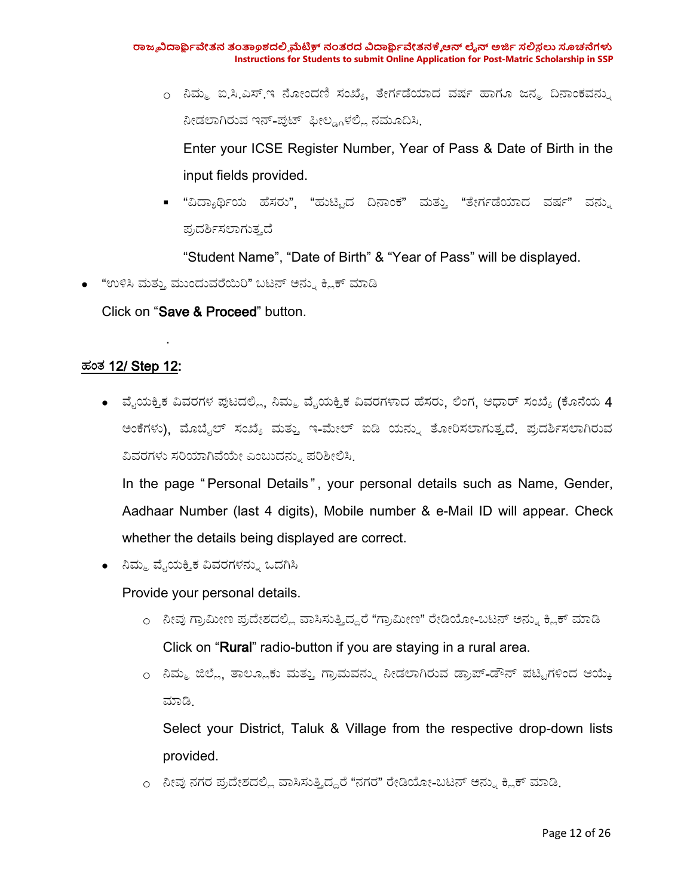- ನಿಮ್ಮ ಐ.ಸಿ.ಎಸ್.ಇ ನೋಂದಣಿ ಸಂಖ್ಯೆ, ತೇರ್ಗಡೆಯಾದ ವರ್ಷ ಹಾಗೂ ಜನ್ಮ ದಿನಾಂಕವನ್ನು ನೀಡಲಾಗಿರುವ ಇನ್-ಪುಟ್ ಫೀಲ್ಡ್‌ಗಳಲ್ಲಿ ನಮೂದಿಸಿ.

  Enter your ICSE Register Number, Year of Pass & Date of Birth in the input fields provided.

  - "ವಿದ್ಯಾರ್ಥಿಯ ಹೆಸರು", "ಹುಟ್ಟಿದ ದಿನಾಂಕ" ಮತ್ತು "ತೇರ್ಗಡೆಯಾದ ವರ್ಷ" ವನ್ನು ಪ್ರದರ್ಶಿಸಲಾಗುತ್ತದೆ

    "Student Name", "Date of Birth" & "Year of Pass" will be displayed.

- "ಉಳಿಸಿ ಮತ್ತು ಮುಂದುವರೆಯಿರಿ" ಬಟನ್ ಅನ್ನು ಕ್ಲಿಕ್ ಮಾಡಿ

  Click on "**Save & Proceed**" button.

.

## ಹಂತ 12/ Step 12:

- ವೈಯಕ್ತಿಕ ವಿವರಗಳ ಪುಟದಲ್ಲಿ, ನಿಮ್ಮ ವೈಯಕ್ತಿಕ ವಿವರಗಳಾದ ಹೆಸರು, ಲಿಂಗ, ಆಧಾರ್ ಸಂಖ್ಯೆ (ಕೊನೆಯ 4 ಅಂಕೆಗಳು), ಮೊಬೈಲ್ ಸಂಖ್ಯೆ ಮತ್ತು ಇ-ಮೇಲ್ ಐಡಿ ಯನ್ನು ತೋರಿಸಲಾಗುತ್ತದೆ. ಪ್ರದರ್ಶಿಸಲಾಗಿರುವ ವಿವರಗಳು ಸರಿಯಾಗಿವೆಯೇ ಎಂಬುದನ್ನು ಪರಿಶೀಲಿಸಿ.

  In the page " Personal Details ", your personal details such as Name, Gender, Aadhaar Number (last 4 digits), Mobile number & e-Mail ID will appear. Check whether the details being displayed are correct.

- ನಿಮ್ಮ ವೈಯಕ್ತಿಕ ವಿವರಗಳನ್ನು ಒದಗಿಸಿ

  Provide your personal details.

  - ನೀವು ಗ್ರಾಮೀಣ ಪ್ರದೇಶದಲ್ಲಿ ವಾಸಿಸುತ್ತಿದ್ದರೆ "ಗ್ರಾಮೀಣ" ರೇಡಿಯೋ-ಬಟನ್ ಅನ್ನು ಕ್ಲಿಕ್ ಮಾಡಿ

    Click on "**Rural**" radio-button if you are staying in a rural area.

  - ನಿಮ್ಮ ಜಿಲ್ಲೆ, ತಾಲ್ಲೂಕು ಮತ್ತು ಗ್ರಾಮವನ್ನು ನೀಡಲಾಗಿರುವ ಡ್ರಾಪ್-ಡೌನ್ ಪಟ್ಟಿಗಳಿಂದ ಆಯ್ಕೆ ಮಾಡಿ.

    Select your District, Taluk & Village from the respective drop-down lists provided.

  - ನೀವು ನಗರ ಪ್ರದೇಶದಲ್ಲಿ ವಾಸಿಸುತ್ತಿದ್ದರೆ "ನಗರ" ರೇಡಿಯೋ-ಬಟನ್ ಅನ್ನು ಕ್ಲಿಕ್ ಮಾಡಿ.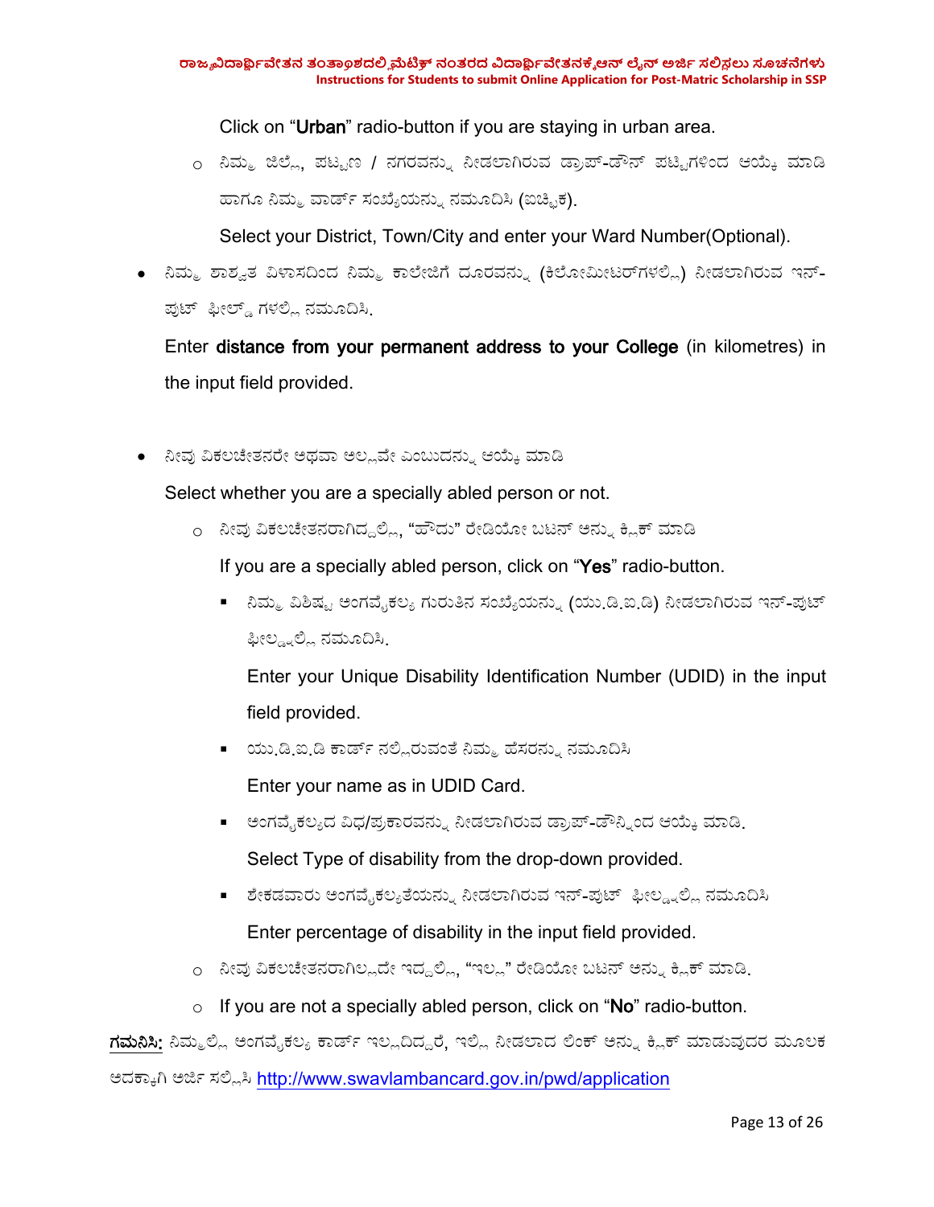Click on "**Urban**" radio-button if you are staying in urban area.

- ನಿಮ್ಮ ಜಿಲ್ಲೆ, ಪಟ್ಟಣ / ನಗರವನ್ನು ನೀಡಲಾಗಿರುವ ಡ್ರಾಪ್-ಡೌನ್ ಪಟ್ಟಿಗಳಿಂದ ಆಯ್ಕೆ ಮಾಡಿ ಹಾಗೂ ನಿಮ್ಮ ವಾರ್ಡ್ ಸಂಖ್ಯೆಯನ್ನು ನಮೂದಿಸಿ (ಐಚ್ಛಿಕ).

  Select your District, Town/City and enter your Ward Number(Optional).

- ನಿಮ್ಮ ಶಾಶ್ವತ ವಿಳಾಸದಿಂದ ನಿಮ್ಮ ಕಾಲೇಜಿಗೆ ದೂರವನ್ನು (ಕಿಲೋಮೀಟರ್‌ಗಳಲ್ಲಿ) ನೀಡಲಾಗಿರುವ ಇನ್-ಪುಟ್ ಫೀಲ್ಡ್ ಗಳಲ್ಲಿ ನಮೂದಿಸಿ.

  Enter **distance from your permanent address to your College** (in kilometres) in the input field provided.

- ನೀವು ವಿಕಲಚೇತನರೇ ಅಥವಾ ಅಲ್ಲವೇ ಎಂಬುದನ್ನು ಆಯ್ಕೆ ಮಾಡಿ

  Select whether you are a specially abled person or not.

  - ನೀವು ವಿಕಲಚೇತನರಾಗಿದ್ದಲ್ಲಿ, "ಹೌದು" ರೇಡಿಯೋ ಬಟನ್ ಅನ್ನು ಕ್ಲಿಕ್ ಮಾಡಿ

    If you are a specially abled person, click on "**Yes**" radio-button.

    - ನಿಮ್ಮ ವಿಶಿಷ್ಟ ಅಂಗವೈಕಲ್ಯ ಗುರುತಿನ ಸಂಖ್ಯೆಯನ್ನು (ಯು.ಡಿ.ಐ.ಡಿ) ನೀಡಲಾಗಿರುವ ಇನ್-ಪುಟ್ ಫೀಲ್ಡ್‌ನಲ್ಲಿ ನಮೂದಿಸಿ.

      Enter your Unique Disability Identification Number (UDID) in the input field provided.

    - ಯು.ಡಿ.ಐ.ಡಿ ಕಾರ್ಡ್ ನಲ್ಲಿರುವಂತೆ ನಿಮ್ಮ ಹೆಸರನ್ನು ನಮೂದಿಸಿ

      Enter your name as in UDID Card.

    - ಅಂಗವೈಕಲ್ಯದ ವಿಧ/ಪ್ರಕಾರವನ್ನು ನೀಡಲಾಗಿರುವ ಡ್ರಾಪ್-ಡೌನ್‌ನಿಂದ ಆಯ್ಕೆ ಮಾಡಿ.

      Select Type of disability from the drop-down provided.

    - ಶೇಕಡವಾರು ಅಂಗವೈಕಲ್ಯತೆಯನ್ನು ನೀಡಲಾಗಿರುವ ಇನ್-ಪುಟ್ ಫೀಲ್ಡ್‌ನಲ್ಲಿ ನಮೂದಿಸಿ

      Enter percentage of disability in the input field provided.

  - ನೀವು ವಿಕಲಚೇತನರಾಗಿಲ್ಲದೇ ಇದ್ದಲ್ಲಿ, "ಇಲ್ಲ" ರೇಡಿಯೋ ಬಟನ್ ಅನ್ನು ಕ್ಲಿಕ್ ಮಾಡಿ.
  - If you are not a specially abled person, click on "**No**" radio-button.

**ಗಮನಿಸಿ:** ನಿಮ್ಮಲ್ಲಿ ಅಂಗವೈಕಲ್ಯ ಕಾರ್ಡ್ ಇಲ್ಲದಿದ್ದರೆ, ಇಲ್ಲಿ ನೀಡಲಾದ ಲಿಂಕ್ ಅನ್ನು ಕ್ಲಿಕ್ ಮಾಡುವುದರ ಮೂಲಕ ಅದಕ್ಕಾಗಿ ಅರ್ಜಿ ಸಲ್ಲಿಸಿ http://www.swavlambancard.gov.in/pwd/application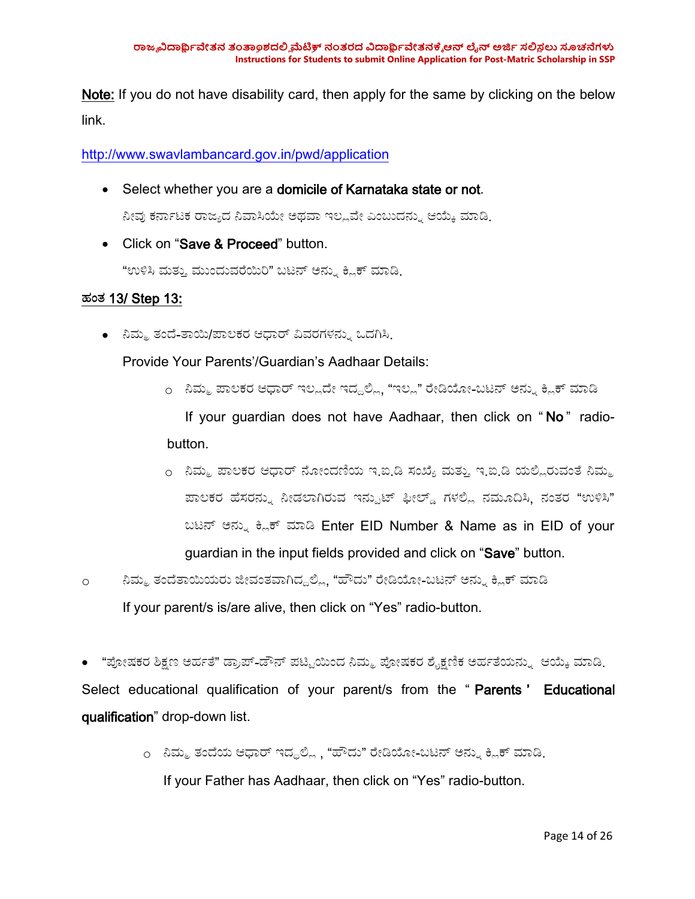**Note:** If you do not have disability card, then apply for the same by clicking on the below link.

http://www.swavlambancard.gov.in/pwd/application

- Select whether you are a **domicile of Karnataka state or not**.

  ನೀವು ಕರ್ನಾಟಕ ರಾಜ್ಯದ ನಿವಾಸಿಯೇ ಅಥವಾ ಇಲ್ಲವೇ ಎಂಬುದನ್ನು ಆಯ್ಕೆ ಮಾಡಿ.

- Click on "**Save & Proceed**" button.

  "ಉಳಿಸಿ ಮತ್ತು ಮುಂದುವರೆಯಿರಿ" ಬಟನ್ ಅನ್ನು ಕ್ಲಿಕ್ ಮಾಡಿ.

## ಹಂತ 13/ Step 13:

- ನಿಮ್ಮ ತಂದೆ-ತಾಯಿ/ಪಾಲಕರ ಆಧಾರ್ ವಿವರಗಳನ್ನು ಒದಗಿಸಿ.

  Provide Your Parents'/Guardian's Aadhaar Details:

  - ನಿಮ್ಮ ಪಾಲಕರ ಆಧಾರ್ ಇಲ್ಲದೇ ಇದ್ದಲ್ಲಿ, "ಇಲ್ಲ" ರೇಡಿಯೋ-ಬಟನ್ ಅನ್ನು ಕ್ಲಿಕ್ ಮಾಡಿ

    If your guardian does not have Aadhaar, then click on "**No**" radio-button.

  - ನಿಮ್ಮ ಪಾಲಕರ ಆಧಾರ್ ನೋಂದಣಿಯ ಇ.ಐ.ಡಿ ಸಂಖ್ಯೆ ಮತ್ತು ಇ.ಐ.ಡಿ ಯಲ್ಲಿರುವಂತೆ ನಿಮ್ಮ ಪಾಲಕರ ಹೆಸರನ್ನು ನೀಡಲಾಗಿರುವ ಇನ್ಪುಟ್ ಫೀಲ್ಡ್ ಗಳಲ್ಲಿ ನಮೂದಿಸಿ, ನಂತರ "ಉಳಿಸಿ" ಬಟನ್ ಅನ್ನು ಕ್ಲಿಕ್ ಮಾಡಿ Enter EID Number & Name as in EID of your guardian in the input fields provided and click on "**Save**" button.

  - ನಿಮ್ಮ ತಂದೆತಾಯಿಯರು ಜೀವಂತವಾಗಿದ್ದಲ್ಲಿ, "ಹೌದು" ರೇಡಿಯೋ-ಬಟನ್ ಅನ್ನು ಕ್ಲಿಕ್ ಮಾಡಿ

    If your parent/s is/are alive, then click on "Yes" radio-button.

- "ಪೋಷಕರ ಶಿಕ್ಷಣ ಅರ್ಹತೆ" ಡ್ರಾಪ್-ಡೌನ್ ಪಟ್ಟಿಯಿಂದ ನಿಮ್ಮ ಪೋಷಕರ ಶೈಕ್ಷಣಿಕ ಅರ್ಹತೆಯನ್ನು ಆಯ್ಕೆ ಮಾಡಿ.

  Select educational qualification of your parent/s from the "**Parents' Educational qualification**" drop-down list.

  - ನಿಮ್ಮ ತಂದೆಯ ಆಧಾರ್ ಇದ್ದಲ್ಲಿ , "ಹೌದು" ರೇಡಿಯೋ-ಬಟನ್ ಅನ್ನು ಕ್ಲಿಕ್ ಮಾಡಿ.

    If your Father has Aadhaar, then click on "Yes" radio-button.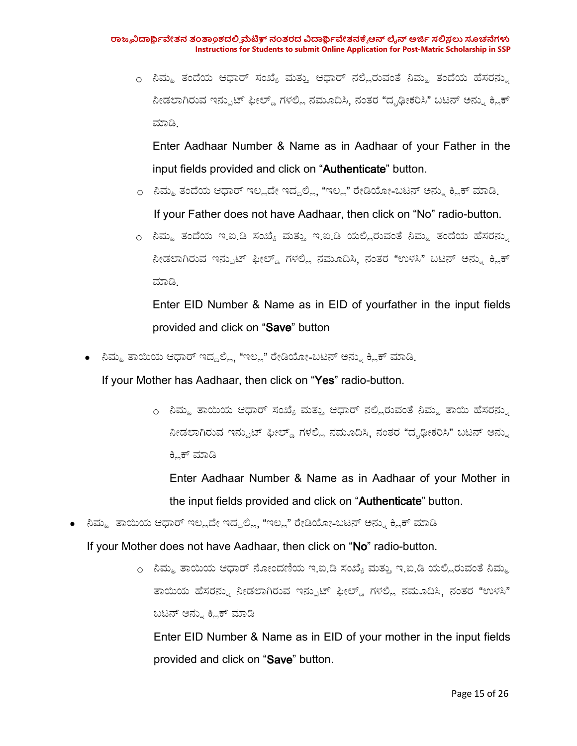- ನಿಮ್ಮ ತಂದೆಯ ಆಧಾರ್ ಸಂಖ್ಯೆ ಮತ್ತು ಆಧಾರ್ ನಲ್ಲಿರುವಂತೆ ನಿಮ್ಮ ತಂದೆಯ ಹೆಸರನ್ನು ನೀಡಲಾಗಿರುವ ಇನ್ಪುಟ್ ಫೀಲ್ಡ್ ಗಳಲ್ಲಿ ನಮೂದಿಸಿ, ನಂತರ "ದೃಢೀಕರಿಸಿ" ಬಟನ್ ಅನ್ನು ಕ್ಲಿಕ್ ಮಾಡಿ.

  Enter Aadhaar Number & Name as in Aadhaar of your Father in the input fields provided and click on "**Authenticate**" button.

- ನಿಮ್ಮ ತಂದೆಯ ಆಧಾರ್ ಇಲ್ಲದೇ ಇದ್ದಲ್ಲಿ, "ಇಲ್ಲ" ರೇಡಿಯೋ-ಬಟನ್ ಅನ್ನು ಕ್ಲಿಕ್ ಮಾಡಿ.

  If your Father does not have Aadhaar, then click on "No" radio-button.

- ನಿಮ್ಮ ತಂದೆಯ ಇ.ಐ.ಡಿ ಸಂಖ್ಯೆ ಮತ್ತು ಇ.ಐ.ಡಿ ಯಲ್ಲಿರುವಂತೆ ನಿಮ್ಮ ತಂದೆಯ ಹೆಸರನ್ನು ನೀಡಲಾಗಿರುವ ಇನ್ಪುಟ್ ಫೀಲ್ಡ್ ಗಳಲ್ಲಿ ನಮೂದಿಸಿ, ನಂತರ "ಉಳಿಸಿ" ಬಟನ್ ಅನ್ನು ಕ್ಲಿಕ್ ಮಾಡಿ.

  Enter EID Number & Name as in EID of yourfather in the input fields provided and click on "**Save**" button

- ನಿಮ್ಮ ತಾಯಿಯ ಆಧಾರ್ ಇದ್ದಲ್ಲಿ, "ಇಲ್ಲ" ರೇಡಿಯೋ-ಬಟನ್ ಅನ್ನು ಕ್ಲಿಕ್ ಮಾಡಿ.

  If your Mother has Aadhaar, then click on "**Yes**" radio-button.

  - ನಿಮ್ಮ ತಾಯಿಯ ಆಧಾರ್ ಸಂಖ್ಯೆ ಮತ್ತು ಆಧಾರ್ ನಲ್ಲಿರುವಂತೆ ನಿಮ್ಮ ತಾಯಿ ಹೆಸರನ್ನು ನೀಡಲಾಗಿರುವ ಇನ್ಪುಟ್ ಫೀಲ್ಡ್ ಗಳಲ್ಲಿ ನಮೂದಿಸಿ, ನಂತರ "ದೃಢೀಕರಿಸಿ" ಬಟನ್ ಅನ್ನು ಕ್ಲಿಕ್ ಮಾಡಿ

    Enter Aadhaar Number & Name as in Aadhaar of your Mother in the input fields provided and click on "**Authenticate**" button.

- ನಿಮ್ಮ ತಾಯಿಯ ಆಧಾರ್ ಇಲ್ಲದೇ ಇದ್ದಲ್ಲಿ, "ಇಲ್ಲ" ರೇಡಿಯೋ-ಬಟನ್ ಅನ್ನು ಕ್ಲಿಕ್ ಮಾಡಿ

  If your Mother does not have Aadhaar, then click on "**No**" radio-button.

  - ನಿಮ್ಮ ತಾಯಿಯ ಆಧಾರ್ ನೋಂದಣಿಯ ಇ.ಐ.ಡಿ ಸಂಖ್ಯೆ ಮತ್ತು ಇ.ಐ.ಡಿ ಯಲ್ಲಿರುವಂತೆ ನಿಮ್ಮ ತಾಯಿಯ ಹೆಸರನ್ನು ನೀಡಲಾಗಿರುವ ಇನ್ಪುಟ್ ಫೀಲ್ಡ್ ಗಳಲ್ಲಿ ನಮೂದಿಸಿ, ನಂತರ "ಉಳಿಸಿ" ಬಟನ್ ಅನ್ನು ಕ್ಲಿಕ್ ಮಾಡಿ

    Enter EID Number & Name as in EID of your mother in the input fields provided and click on "**Save**" button.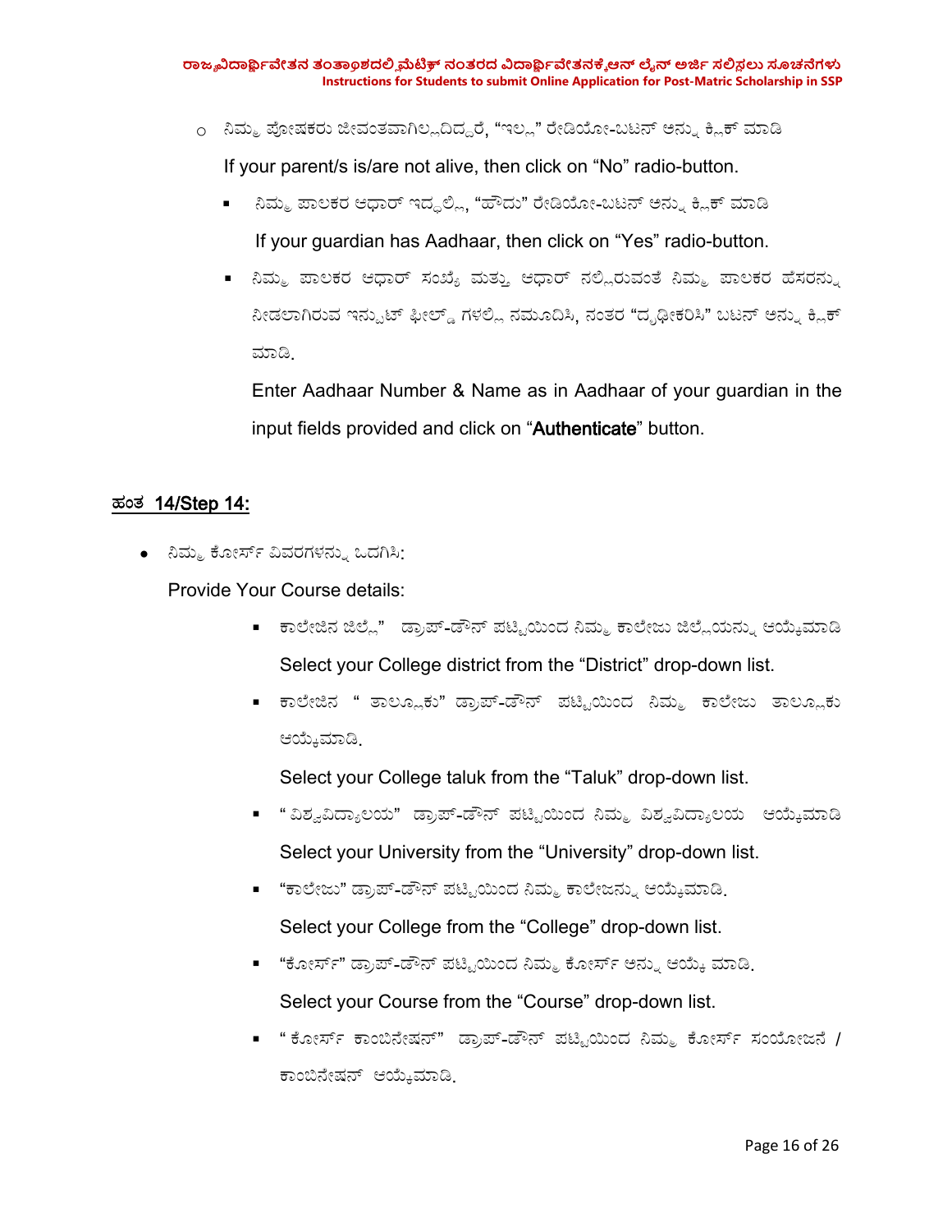- ನಿಮ್ಮ ಪೋಷಕರು ಜೀವಂತವಾಗಿಲ್ಲದಿದ್ದರೆ, "ಇಲ್ಲ" ರೇಡಿಯೋ-ಬಟನ್ ಅನ್ನು ಕ್ಲಿಕ್ ಮಾಡಿ

  If your parent/s is/are not alive, then click on "No" radio-button.

  - ನಿಮ್ಮ ಪಾಲಕರ ಆಧಾರ್ ಇದ್ದಲ್ಲಿ, "ಹೌದು" ರೇಡಿಯೋ-ಬಟನ್ ಅನ್ನು ಕ್ಲಿಕ್ ಮಾಡಿ

    If your guardian has Aadhaar, then click on "Yes" radio-button.

  - ನಿಮ್ಮ ಪಾಲಕರ ಆಧಾರ್ ಸಂಖ್ಯೆ ಮತ್ತು ಆಧಾರ್ ನಲ್ಲಿರುವಂತೆ ನಿಮ್ಮ ಪಾಲಕರ ಹೆಸರನ್ನು ನೀಡಲಾಗಿರುವ ಇನ್ಪುಟ್ ಫೀಲ್ಡ್ ಗಳಲ್ಲಿ ನಮೂದಿಸಿ, ನಂತರ "ದೃಢೀಕರಿಸಿ" ಬಟನ್ ಅನ್ನು ಕ್ಲಿಕ್ ಮಾಡಿ.

    Enter Aadhaar Number & Name as in Aadhaar of your guardian in the input fields provided and click on "**Authenticate**" button.

## ಹಂತ 14/Step 14:

- ನಿಮ್ಮ ಕೋರ್ಸ್ ವಿವರಗಳನ್ನು ಒದಗಿಸಿ:

  Provide Your Course details:

  - ಕಾಲೇಜಿನ ಜಿಲ್ಲೆ" ಡ್ರಾಪ್-ಡೌನ್ ಪಟ್ಟಿಯಿಂದ ನಿಮ್ಮ ಕಾಲೇಜು ಜಿಲ್ಲೆಯನ್ನು ಆಯ್ಕೆಮಾಡಿ

    Select your College district from the "District" drop-down list.

  - ಕಾಲೇಜಿನ " ತಾಲ್ಲೂಕು" ಡ್ರಾಪ್-ಡೌನ್ ಪಟ್ಟಿಯಿಂದ ನಿಮ್ಮ ಕಾಲೇಜು ತಾಲ್ಲೂಕು ಆಯ್ಕೆಮಾಡಿ.

    Select your College taluk from the "Taluk" drop-down list.

  - " ವಿಶ್ವವಿದ್ಯಾಲಯ" ಡ್ರಾಪ್-ಡೌನ್ ಪಟ್ಟಿಯಿಂದ ನಿಮ್ಮ ವಿಶ್ವವಿದ್ಯಾಲಯ ಆಯ್ಕೆಮಾಡಿ

    Select your University from the "University" drop-down list.

  - "ಕಾಲೇಜು" ಡ್ರಾಪ್-ಡೌನ್ ಪಟ್ಟಿಯಿಂದ ನಿಮ್ಮ ಕಾಲೇಜನ್ನು ಆಯ್ಕೆಮಾಡಿ.

    Select your College from the "College" drop-down list.

  - "ಕೋರ್ಸ್" ಡ್ರಾಪ್-ಡೌನ್ ಪಟ್ಟಿಯಿಂದ ನಿಮ್ಮ ಕೋರ್ಸ್ ಅನ್ನು ಆಯ್ಕೆ ಮಾಡಿ.

    Select your Course from the "Course" drop-down list.

  - " ಕೋರ್ಸ್ ಕಾಂಬಿನೇಷನ್" ಡ್ರಾಪ್-ಡೌನ್ ಪಟ್ಟಿಯಿಂದ ನಿಮ್ಮ ಕೋರ್ಸ್ ಸಂಯೋಜನೆ / ಕಾಂಬಿನೇಷನ್ ಆಯ್ಕೆಮಾಡಿ.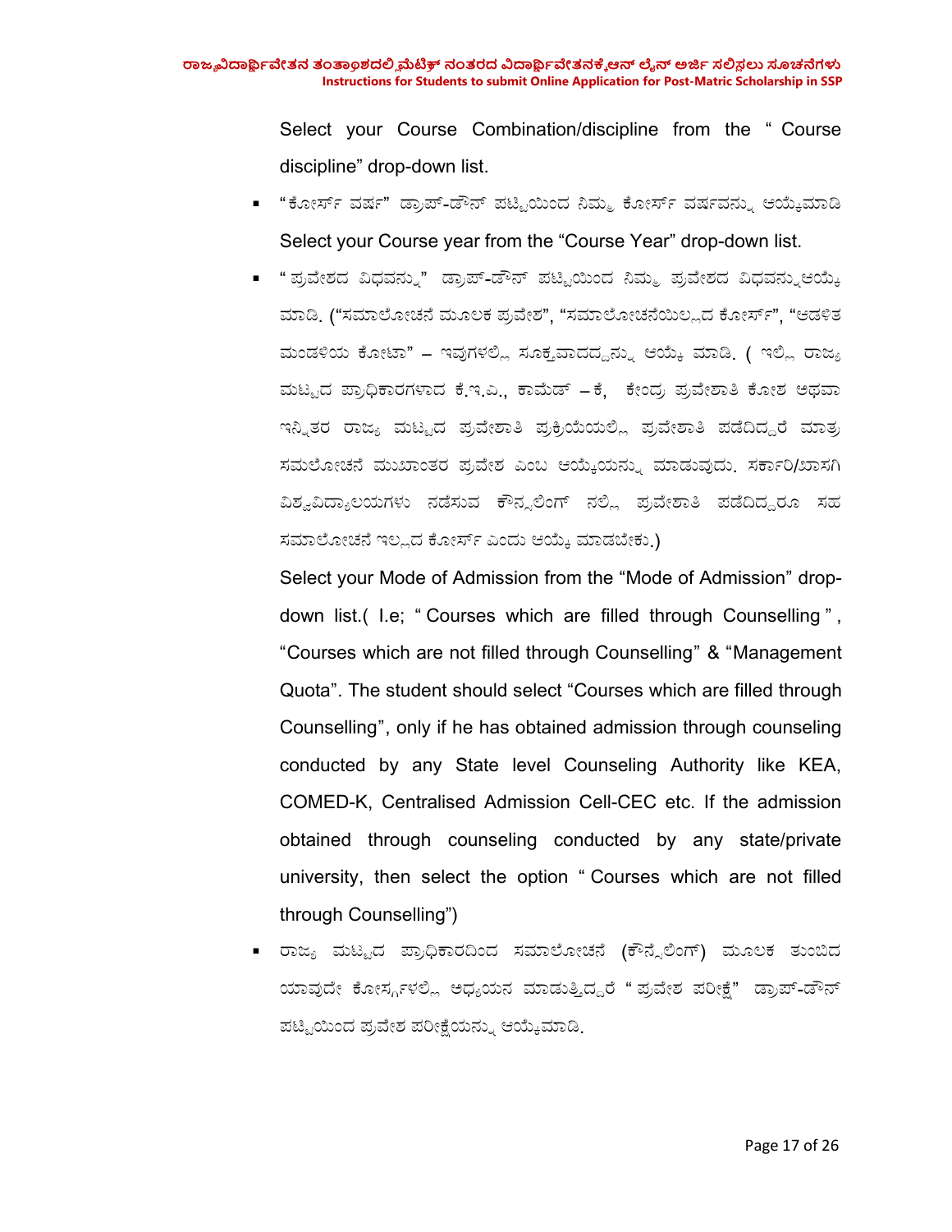Select your Course Combination/discipline from the " Course discipline" drop-down list.

- "ಕೋರ್ಸ್ ವರ್ಷ" ಡ್ರಾಪ್-ಡೌನ್ ಪಟ್ಟಿಯಿಂದ ನಿಮ್ಮ ಕೋರ್ಸ್ ವರ್ಷವನ್ನು ಆಯ್ಕೆಮಾಡಿ

  Select your Course year from the "Course Year" drop-down list.

- " ಪ್ರವೇಶದ ವಿಧವನ್ನು" ಡ್ರಾಪ್-ಡೌನ್ ಪಟ್ಟಿಯಿಂದ ನಿಮ್ಮ ಪ್ರವೇಶದ ವಿಧವನ್ನುಆಯ್ಕೆ ಮಾಡಿ. ("ಸಮಾಲೋಚನೆ ಮೂಲಕ ಪ್ರವೇಶ", "ಸಮಾಲೋಚನೆಯಿಲ್ಲದ ಕೋರ್ಸ್", "ಆಡಳಿತ ಮಂಡಳಿಯ ಕೋಟಾ" – ಇವುಗಳಲ್ಲಿ ಸೂಕ್ತವಾದದ್ದನ್ನು ಆಯ್ಕೆ ಮಾಡಿ. ( ಇಲ್ಲಿ ರಾಜ್ಯ ಮಟ್ಟದ ಪ್ರಾಧಿಕಾರಗಳಾದ ಕೆ.ಇ.ಎ., ಕಾಮೆಡ್ –ಕೆ, ಕೇಂದ್ರ ಪ್ರವೇಶಾತಿ ಕೋಶ ಅಥವಾ ಇನ್ನಿತರ ರಾಜ್ಯ ಮಟ್ಟದ ಪ್ರವೇಶಾತಿ ಪ್ರಕ್ರಿಯೆಯಲ್ಲಿ ಪ್ರವೇಶಾತಿ ಪಡೆದಿದ್ದರೆ ಮಾತ್ರ ಸಮಲೋಚನೆ ಮುಖಾಂತರ ಪ್ರವೇಶ ಎಂಬ ಆಯ್ಕೆಯನ್ನು ಮಾಡುವುದು. ಸರ್ಕಾರಿ/ಖಾಸಗಿ ವಿಶ್ವವಿದ್ಯಾಲಯಗಳು ನಡೆಸುವ ಕೌನ್ಸಲಿಂಗ್ ನಲ್ಲಿ ಪ್ರವೇಶಾತಿ ಪಡೆದಿದ್ದರೂ ಸಹ ಸಮಾಲೋಚನೆ ಇಲ್ಲದ ಕೋರ್ಸ್ ಎಂದು ಆಯ್ಕೆ ಮಾಡಬೇಕು.)

  Select your Mode of Admission from the "Mode of Admission" drop-down list.( I.e; " Courses which are filled through Counselling " , "Courses which are not filled through Counselling" & "Management Quota". The student should select "Courses which are filled through Counselling", only if he has obtained admission through counseling conducted by any State level Counseling Authority like KEA, COMED-K, Centralised Admission Cell-CEC etc. If the admission obtained through counseling conducted by any state/private university, then select the option " Courses which are not filled through Counselling")

- ರಾಜ್ಯ ಮಟ್ಟದ ಪ್ರಾಧಿಕಾರದಿಂದ ಸಮಾಲೋಚನೆ (ಕೌನ್ಸೆಲಿಂಗ್) ಮೂಲಕ ತುಂಬಿದ ಯಾವುದೇ ಕೋರ್ಸ್‌ಗಳಲ್ಲಿ ಅಧ್ಯಯನ ಮಾಡುತ್ತಿದ್ದರೆ " ಪ್ರವೇಶ ಪರೀಕ್ಷೆ" ಡ್ರಾಪ್-ಡೌನ್ ಪಟ್ಟಿಯಿಂದ ಪ್ರವೇಶ ಪರೀಕ್ಷೆಯನ್ನು ಆಯ್ಕೆಮಾಡಿ.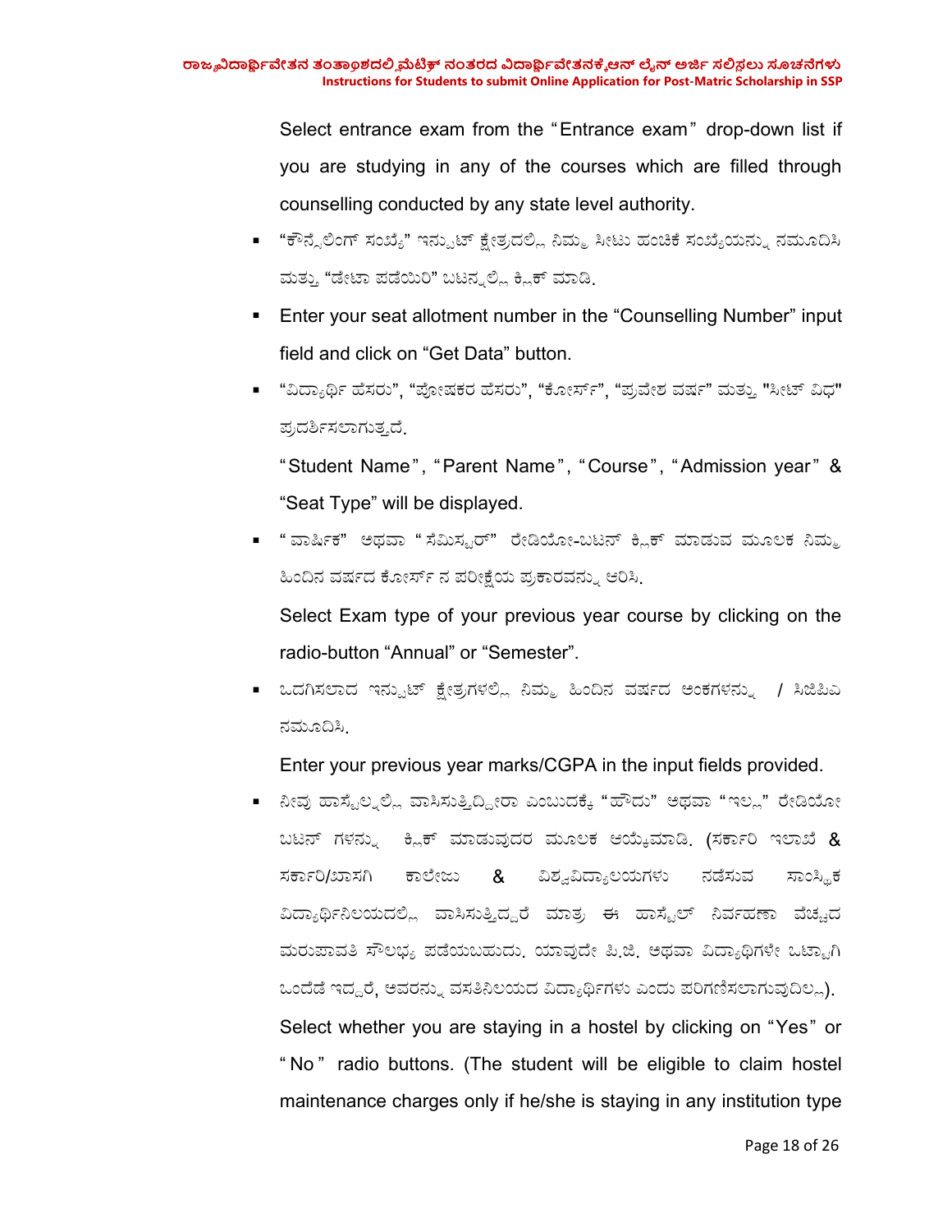Select entrance exam from the "Entrance exam" drop-down list if you are studying in any of the courses which are filled through counselling conducted by any state level authority.

- "ಕೌನ್ಸೆಲಿಂಗ್ ಸಂಖ್ಯೆ" ಇನ್ಪುಟ್ ಕ್ಷೇತ್ರದಲ್ಲಿ ನಿಮ್ಮ ಸೀಟು ಹಂಚಿಕೆ ಸಂಖ್ಯೆಯನ್ನು ನಮೂದಿಸಿ ಮತ್ತು "ಡೇಟಾ ಪಡೆಯಿರಿ" ಬಟನ್ನಲ್ಲಿ ಕ್ಲಿಕ್ ಮಾಡಿ.
- Enter your seat allotment number in the "Counselling Number" input field and click on "Get Data" button.
- "ವಿದ್ಯಾರ್ಥಿ ಹೆಸರು", "ಪೋಷಕರ ಹೆಸರು", "ಕೋರ್ಸ್", "ಪ್ರವೇಶ ವರ್ಷ" ಮತ್ತು "ಸೀಟ್ ವಿಧ" ಪ್ರದರ್ಶಿಸಲಾಗುತ್ತದೆ.

  "Student Name", "Parent Name", "Course", "Admission year" & "Seat Type" will be displayed.
- "ವಾರ್ಷಿಕ" ಅಥವಾ "ಸೆಮಿಸ್ಟರ್" ರೇಡಿಯೋ-ಬಟನ್ ಕ್ಲಿಕ್ ಮಾಡುವ ಮೂಲಕ ನಿಮ್ಮ ಹಿಂದಿನ ವರ್ಷದ ಕೋರ್ಸ್ ನ ಪರೀಕ್ಷೆಯ ಪ್ರಕಾರವನ್ನು ಆರಿಸಿ.

  Select Exam type of your previous year course by clicking on the radio-button "Annual" or "Semester".
- ಒದಗಿಸಲಾದ ಇನ್ಪುಟ್ ಕ್ಷೇತ್ರಗಳಲ್ಲಿ ನಿಮ್ಮ ಹಿಂದಿನ ವರ್ಷದ ಅಂಕಗಳನ್ನು / ಸಿಜಿಪಿಎ ನಮೂದಿಸಿ.

  Enter your previous year marks/CGPA in the input fields provided.
- ನೀವು ಹಾಸ್ಟೆಲ್ನಲ್ಲಿ ವಾಸಿಸುತ್ತಿದ್ದೀರಾ ಎಂಬುದಕ್ಕೆ "ಹೌದು" ಅಥವಾ "ಇಲ್ಲ" ರೇಡಿಯೋ ಬಟನ್ ಗಳನ್ನು ಕ್ಲಿಕ್ ಮಾಡುವುದರ ಮೂಲಕ ಆಯ್ಕೆಮಾಡಿ. (ಸರ್ಕಾರಿ ಇಲಾಖೆ & ಸರ್ಕಾರಿ/ಖಾಸಗಿ ಕಾಲೇಜು & ವಿಶ್ವವಿದ್ಯಾಲಯಗಳು ನಡೆಸುವ ಸಾಂಸ್ಥಿಕ ವಿದ್ಯಾರ್ಥಿನಿಲಯದಲ್ಲಿ ವಾಸಿಸುತ್ತಿದ್ದರೆ ಮಾತ್ರ ಈ ಹಾಸ್ಟೆಲ್ ನಿರ್ವಹಣಾ ವೆಚ್ಚದ ಮರುಪಾವತಿ ಸೌಲಭ್ಯ ಪಡೆಯಬಹುದು. ಯಾವುದೇ ಪಿ.ಜಿ. ಅಥವಾ ವಿದ್ಯಾರ್ಥಿಗಳೇ ಒಟ್ಟಾಗಿ ಒಂದೆಡೆ ಇದ್ದರೆ, ಅವರನ್ನು ವಸತಿನಿಲಯದ ವಿದ್ಯಾರ್ಥಿಗಳು ಎಂದು ಪರಿಗಣಿಸಲಾಗುವುದಿಲ್ಲ).

  Select whether you are staying in a hostel by clicking on "Yes" or "No" radio buttons. (The student will be eligible to claim hostel maintenance charges only if he/she is staying in any institution type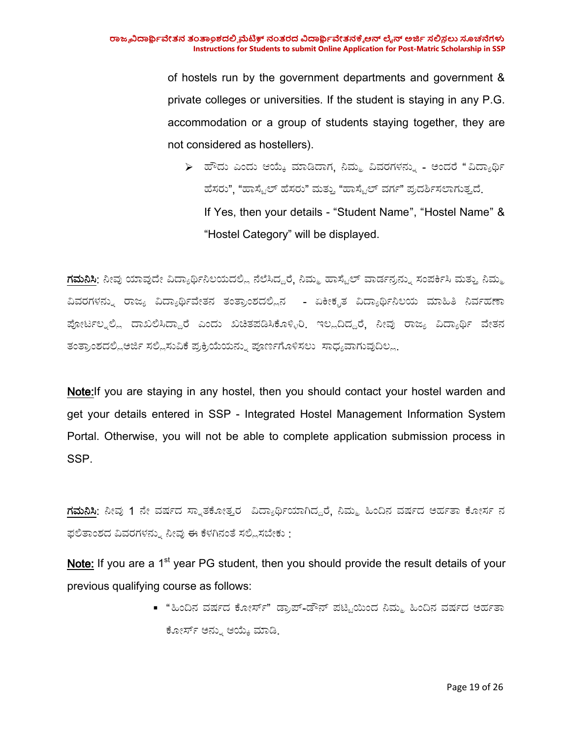of hostels run by the government departments and government & private colleges or universities. If the student is staying in any P.G. accommodation or a group of students staying together, they are not considered as hostellers).

- ➢ ಹೌದು ಎಂದು ಆಯ್ಕೆ ಮಾಡಿದಾಗ, ನಿಮ್ಮ ವಿವರಗಳನ್ನು - ಅಂದರೆ "ವಿದ್ಯಾರ್ಥಿ ಹೆಸರು", "ಹಾಸ್ಟೆಲ್ ಹೆಸರು" ಮತ್ತು "ಹಾಸ್ಟೆಲ್ ವರ್ಗ" ಪ್ರದರ್ಶಿಸಲಾಗುತ್ತದೆ.

  If Yes, then your details - "Student Name", "Hostel Name" & "Hostel Category" will be displayed.

**ಗಮನಿಸಿ**: ನೀವು ಯಾವುದೇ ವಿದ್ಯಾರ್ಥಿನಿಲಯದಲ್ಲಿ ನೆಲೆಸಿದ್ದರೆ, ನಿಮ್ಮ ಹಾಸ್ಟೆಲ್ ವಾರ್ಡನ್ನನ್ನು ಸಂಪರ್ಕಿಸಿ ಮತ್ತು ನಿಮ್ಮ ವಿವರಗಳನ್ನು ರಾಜ್ಯ ವಿದ್ಯಾರ್ಥಿವೇತನ ತಂತ್ರಾಂಶದಲ್ಲಿನ - ಏಕೀಕೃತ ವಿದ್ಯಾರ್ಥಿನಿಲಯ ಮಾಹಿತಿ ನಿರ್ವಹಣಾ ಪೋರ್ಟಲ್‌ನಲ್ಲಿ ದಾಖಲಿಸಿದ್ದಾರೆ ಎಂದು ಖಚಿತಪಡಿಸಿಕೊಳ್ಳಿರಿ. ಇಲ್ಲದಿದ್ದರೆ, ನೀವು ರಾಜ್ಯ ವಿದ್ಯಾರ್ಥಿ ವೇತನ ತಂತ್ರಾಂಶದಲ್ಲಿ ಅರ್ಜಿ ಸಲ್ಲಿಸುವಿಕೆ ಪ್ರಕ್ರಿಯೆಯನ್ನು ಪೂರ್ಣಗೊಳಿಸಲು ಸಾಧ್ಯವಾಗುವುದಿಲ್ಲ.

**Note:** If you are staying in any hostel, then you should contact your hostel warden and get your details entered in SSP - Integrated Hostel Management Information System Portal. Otherwise, you will not be able to complete application submission process in SSP.

**ಗಮನಿಸಿ**: ನೀವು 1 ನೇ ವರ್ಷದ ಸ್ನಾತಕೋತ್ತರ ವಿದ್ಯಾರ್ಥಿಯಾಗಿದ್ದರೆ, ನಿಮ್ಮ ಹಿಂದಿನ ವರ್ಷದ ಅರ್ಹತಾ ಕೋರ್ಸ ನ ಫಲಿತಾಂಶದ ವಿವರಗಳನ್ನು ನೀವು ಈ ಕೆಳಗಿನಂತೆ ಸಲ್ಲಿಸಬೇಕು :

**Note:** If you are a 1st year PG student, then you should provide the result details of your previous qualifying course as follows:

- "ಹಿಂದಿನ ವರ್ಷದ ಕೋರ್ಸ್" ಡ್ರಾಪ್-ಡೌನ್ ಪಟ್ಟಿಯಿಂದ ನಿಮ್ಮ ಹಿಂದಿನ ವರ್ಷದ ಅರ್ಹತಾ ಕೋರ್ಸ್ ಅನ್ನು ಆಯ್ಕೆ ಮಾಡಿ.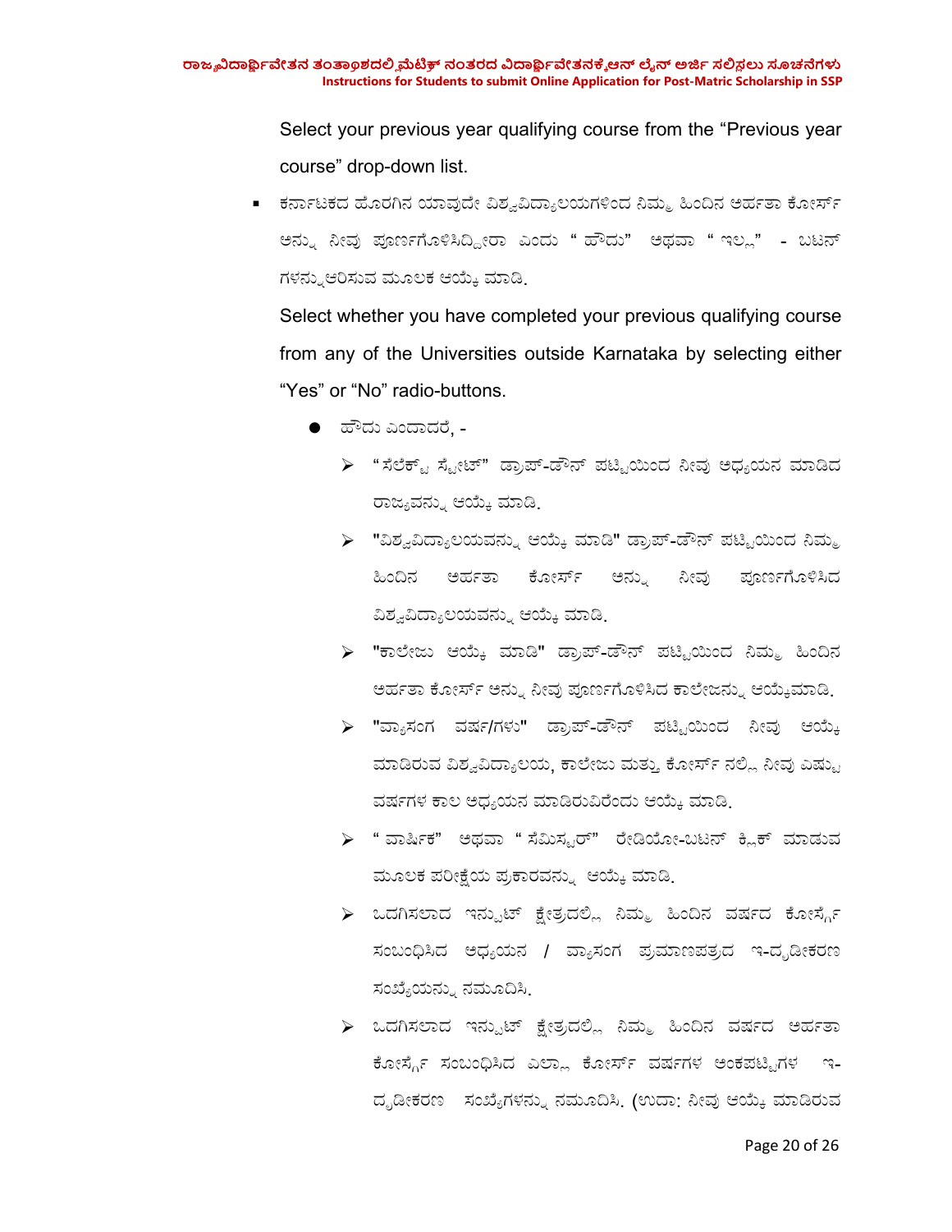Select your previous year qualifying course from the “Previous year course” drop-down list.

- ಕರ್ನಾಟಕದ ಹೊರಗಿನ ಯಾವುದೇ ವಿಶ್ವವಿದ್ಯಾಲಯಗಳಿಂದ ನಿಮ್ಮ ಹಿಂದಿನ ಅರ್ಹತಾ ಕೋರ್ಸ್ ಅನ್ನು ನೀವು ಪೂರ್ಣಗೊಳಿಸಿದ್ದೀರಾ ಎಂದು “ ಹೌದು” ಅಥವಾ “ ಇಲ್ಲ” - ಬಟನ್ ಗಳನ್ನು ಆರಿಸುವ ಮೂಲಕ ಆಯ್ಕೆ ಮಾಡಿ.

  Select whether you have completed your previous qualifying course from any of the Universities outside Karnataka by selecting either “Yes” or “No” radio-buttons.

  - ಹೌದು ಎಂದಾದರೆ, -
    - “ ಸೆಲೆಕ್ಟ್ ಸ್ಟೇಟ್” ಡ್ರಾಪ್-ಡೌನ್ ಪಟ್ಟಿಯಿಂದ ನೀವು ಅಧ್ಯಯನ ಮಾಡಿದ ರಾಜ್ಯವನ್ನು ಆಯ್ಕೆ ಮಾಡಿ.
    - "ವಿಶ್ವವಿದ್ಯಾಲಯವನ್ನು ಆಯ್ಕೆ ಮಾಡಿ" ಡ್ರಾಪ್-ಡೌನ್ ಪಟ್ಟಿಯಿಂದ ನಿಮ್ಮ ಹಿಂದಿನ ಅರ್ಹತಾ ಕೋರ್ಸ್ ಅನ್ನು ನೀವು ಪೂರ್ಣಗೊಳಿಸಿದ ವಿಶ್ವವಿದ್ಯಾಲಯವನ್ನು ಆಯ್ಕೆ ಮಾಡಿ.
    - "ಕಾಲೇಜು ಆಯ್ಕೆ ಮಾಡಿ" ಡ್ರಾಪ್-ಡೌನ್ ಪಟ್ಟಿಯಿಂದ ನಿಮ್ಮ ಹಿಂದಿನ ಅರ್ಹತಾ ಕೋರ್ಸ್ ಅನ್ನು ನೀವು ಪೂರ್ಣಗೊಳಿಸಿದ ಕಾಲೇಜನ್ನು ಆಯ್ಕೆಮಾಡಿ.
    - "ವ್ಯಾಸಂಗ ವರ್ಷ/ಗಳು" ಡ್ರಾಪ್-ಡೌನ್ ಪಟ್ಟಿಯಿಂದ ನೀವು ಆಯ್ಕೆ ಮಾಡಿರುವ ವಿಶ್ವವಿದ್ಯಾಲಯ, ಕಾಲೇಜು ಮತ್ತು ಕೋರ್ಸ್ ನಲ್ಲಿ ನೀವು ಎಷ್ಟು ವರ್ಷಗಳ ಕಾಲ ಅಧ್ಯಯನ ಮಾಡಿರುವಿರೆಂದು ಆಯ್ಕೆ ಮಾಡಿ.
    - “ ವಾರ್ಷಿಕ” ಅಥವಾ “ ಸೆಮಿಸ್ಟರ್” ರೇಡಿಯೋ-ಬಟನ್ ಕ್ಲಿಕ್ ಮಾಡುವ ಮೂಲಕ ಪರೀಕ್ಷೆಯ ಪ್ರಕಾರವನ್ನು ಆಯ್ಕೆ ಮಾಡಿ.
    - ಒದಗಿಸಲಾದ ಇನ್ಪುಟ್ ಕ್ಷೇತ್ರದಲ್ಲಿ ನಿಮ್ಮ ಹಿಂದಿನ ವರ್ಷದ ಕೋರ್ಸ್ಗೆ ಸಂಬಂಧಿಸಿದ ಅಧ್ಯಯನ / ವ್ಯಾಸಂಗ ಪ್ರಮಾಣಪತ್ರದ ಇ-ದೃಡೀಕರಣ ಸಂಖ್ಯೆಯನ್ನು ನಮೂದಿಸಿ.
    - ಒದಗಿಸಲಾದ ಇನ್ಪುಟ್ ಕ್ಷೇತ್ರದಲ್ಲಿ ನಿಮ್ಮ ಹಿಂದಿನ ವರ್ಷದ ಅರ್ಹತಾ ಕೋರ್ಸ್ಗೆ ಸಂಬಂಧಿಸಿದ ಎಲ್ಲಾ ಕೋರ್ಸ್ ವರ್ಷಗಳ ಅಂಕಪಟ್ಟಿಗಳ ಇ-ದೃಡೀಕರಣ ಸಂಖ್ಯೆಗಳನ್ನು ನಮೂದಿಸಿ. (ಉದಾ: ನೀವು ಆಯ್ಕೆ ಮಾಡಿರುವ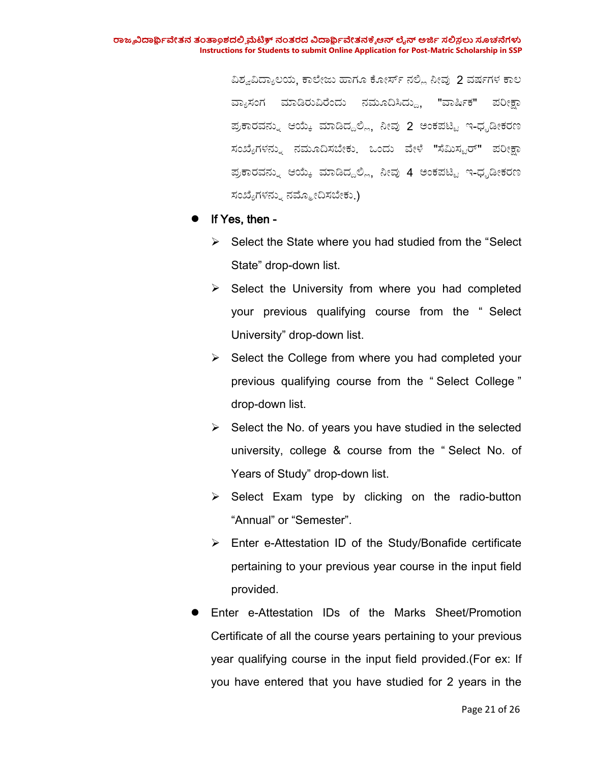ವಿಶ್ವವಿದ್ಯಾಲಯ, ಕಾಲೇಜು ಹಾಗೂ ಕೋರ್ಸ್ ನಲ್ಲಿ ನೀವು 2 ವರ್ಷಗಳ ಕಾಲ ವ್ಯಾಸಂಗ ಮಾಡಿರುವಿರೆಂದು ನಮೂದಿಸಿದ್ದು, "ವಾರ್ಷಿಕ" ಪರೀಕ್ಷಾ ಪ್ರಕಾರವನ್ನು ಆಯ್ಕೆ ಮಾಡಿದ್ದಲ್ಲಿ, ನೀವು 2 ಅಂಕಪಟ್ಟಿ ಇ-ಧೃಡೀಕರಣ ಸಂಖ್ಯೆಗಳನ್ನು ನಮೂದಿಸಬೇಕು. ಒಂದು ವೇಳೆ "ಸೆಮಿಸ್ಟರ್" ಪರೀಕ್ಷಾ ಪ್ರಕಾರವನ್ನು ಆಯ್ಕೆ ಮಾಡಿದ್ದಲ್ಲಿ, ನೀವು 4 ಅಂಕಪಟ್ಟಿ ಇ-ಧೃಡೀಕರಣ ಸಂಖ್ಯೆಗಳನ್ನು ನಮೂದಿಸಬೇಕು.)

- **If Yes, then -**
  - Select the State where you had studied from the “Select State” drop-down list.
  - Select the University from where you had completed your previous qualifying course from the “ Select University” drop-down list.
  - Select the College from where you had completed your previous qualifying course from the “ Select College ” drop-down list.
  - Select the No. of years you have studied in the selected university, college & course from the “ Select No. of Years of Study” drop-down list.
  - Select Exam type by clicking on the radio-button “Annual” or “Semester”.
  - Enter e-Attestation ID of the Study/Bonafide certificate pertaining to your previous year course in the input field provided.
- Enter e-Attestation IDs of the Marks Sheet/Promotion Certificate of all the course years pertaining to your previous year qualifying course in the input field provided.(For ex: If you have entered that you have studied for 2 years in the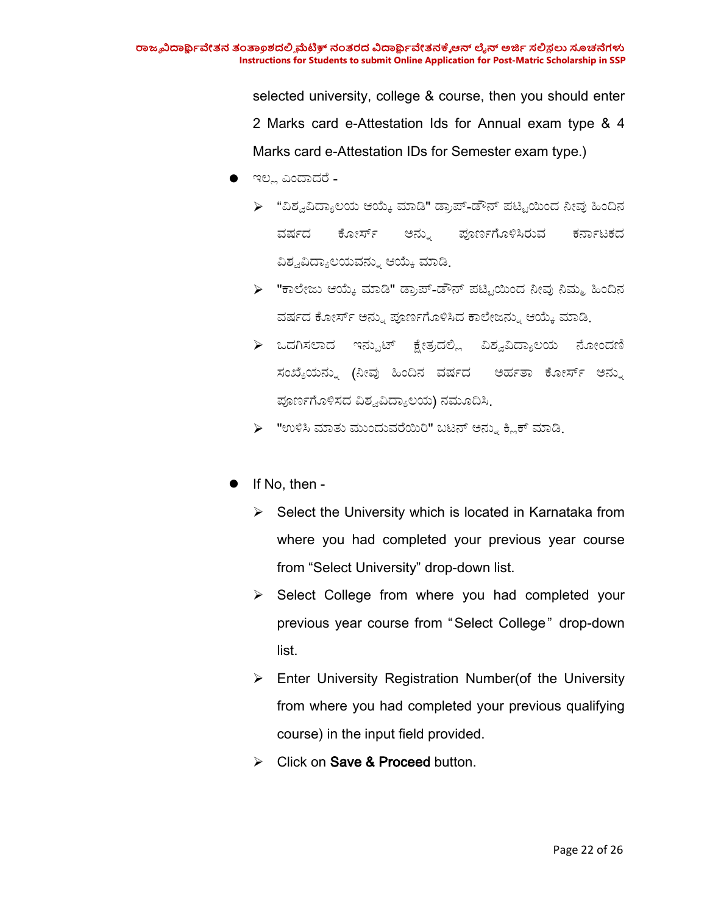selected university, college & course, then you should enter 2 Marks card e-Attestation Ids for Annual exam type & 4 Marks card e-Attestation IDs for Semester exam type.)

- ಇಲ್ಲ ಎಂದಾದರೆ -
  - "ವಿಶ್ವವಿದ್ಯಾಲಯ ಆಯ್ಕೆ ಮಾಡಿ" ಡ್ರಾಪ್-ಡೌನ್ ಪಟ್ಟಿಯಿಂದ ನೀವು ಹಿಂದಿನ ವರ್ಷದ ಕೋರ್ಸ್ ಅನ್ನು ಪೂರ್ಣಗೊಳಿಸಿರುವ ಕರ್ನಾಟಕದ ವಿಶ್ವವಿದ್ಯಾಲಯವನ್ನು ಆಯ್ಕೆ ಮಾಡಿ.
  - "ಕಾಲೇಜು ಆಯ್ಕೆ ಮಾಡಿ" ಡ್ರಾಪ್-ಡೌನ್ ಪಟ್ಟಿಯಿಂದ ನೀವು ನಿಮ್ಮ ಹಿಂದಿನ ವರ್ಷದ ಕೋರ್ಸ್ ಅನ್ನು ಪೂರ್ಣಗೊಳಿಸಿದ ಕಾಲೇಜನ್ನು ಆಯ್ಕೆ ಮಾಡಿ.
  - ಒದಗಿಸಲಾದ ಇನ್ಪುಟ್ ಕ್ಷೇತ್ರದಲ್ಲಿ ವಿಶ್ವವಿದ್ಯಾಲಯ ನೋಂದಣಿ ಸಂಖ್ಯೆಯನ್ನು (ನೀವು ಹಿಂದಿನ ವರ್ಷದ ಅರ್ಹತಾ ಕೋರ್ಸ್ ಅನ್ನು ಪೂರ್ಣಗೊಳಿಸದ ವಿಶ್ವವಿದ್ಯಾಲಯ) ನಮೂದಿಸಿ.
  - "ಉಳಿಸಿ ಮಾತು ಮುಂದುವರೆಯಿರಿ" ಬಟನ್ ಅನ್ನು ಕ್ಲಿಕ್ ಮಾಡಿ.

- If No, then -
  - Select the University which is located in Karnataka from where you had completed your previous year course from "Select University" drop-down list.
  - Select College from where you had completed your previous year course from "Select College" drop-down list.
  - Enter University Registration Number(of the University from where you had completed your previous qualifying course) in the input field provided.
  - Click on **Save & Proceed** button.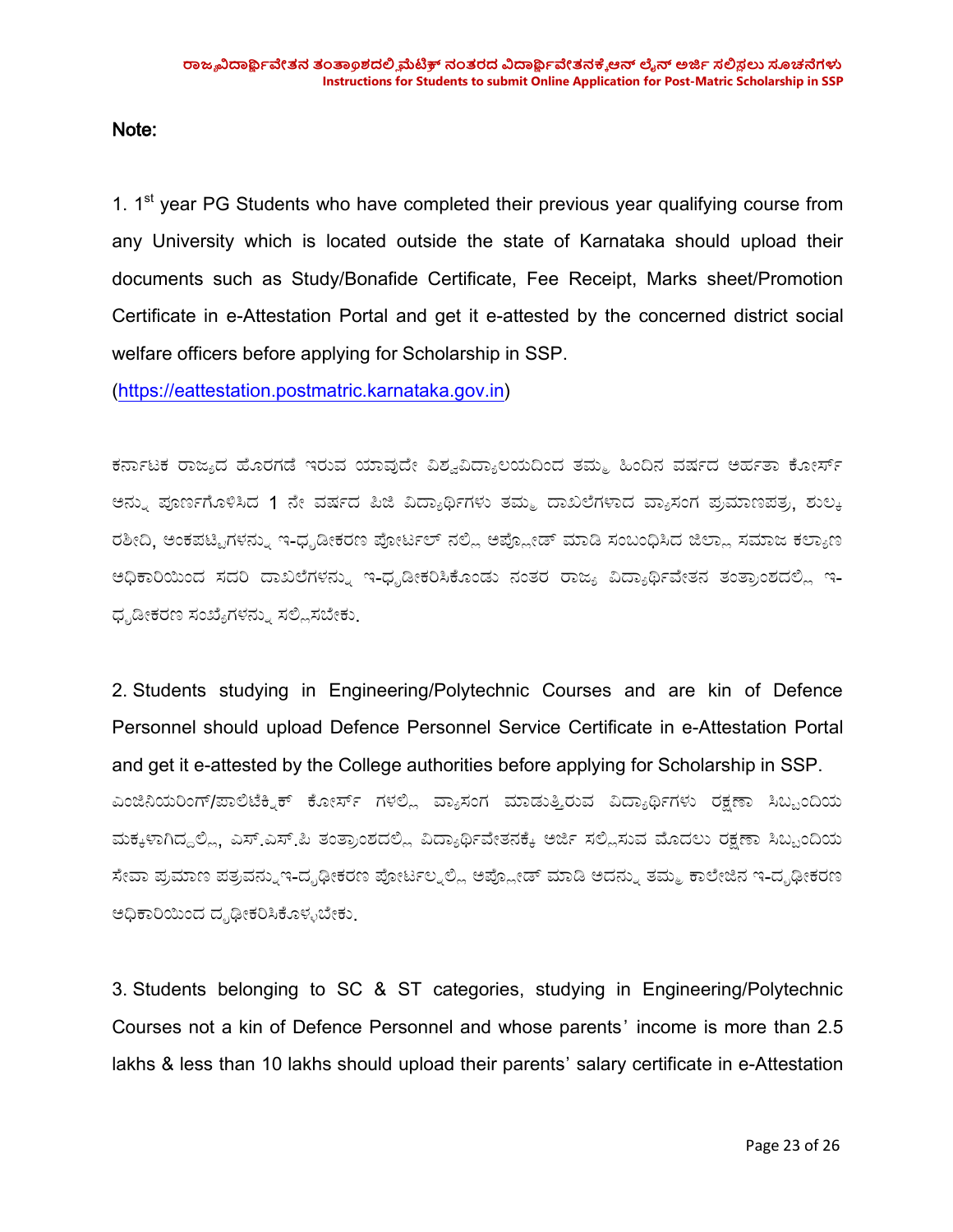**Note:**

1. 1st year PG Students who have completed their previous year qualifying course from any University which is located outside the state of Karnataka should upload their documents such as Study/Bonafide Certificate, Fee Receipt, Marks sheet/Promotion Certificate in e-Attestation Portal and get it e-attested by the concerned district social welfare officers before applying for Scholarship in SSP. (https://eattestation.postmatric.karnataka.gov.in)

ಕರ್ನಾಟಕ ರಾಜ್ಯದ ಹೊರಗಡೆ ಇರುವ ಯಾವುದೇ ವಿಶ್ವವಿದ್ಯಾಲಯದಿಂದ ತಮ್ಮ ಹಿಂದಿನ ವರ್ಷದ ಅರ್ಹತಾ ಕೋರ್ಸ್ ಅನ್ನು ಪೂರ್ಣಗೊಳಿಸಿದ 1 ನೇ ವರ್ಷದ ಪಿಜಿ ವಿದ್ಯಾರ್ಥಿಗಳು ತಮ್ಮ ದಾಖಲೆಗಳಾದ ವ್ಯಾಸಂಗ ಪ್ರಮಾಣಪತ್ರ, ಶುಲ್ಕ ರಶೀದಿ, ಅಂಕಪಟ್ಟಿಗಳನ್ನು ಇ-ಧೃಡೀಕರಣ ಪೋರ್ಟಲ್ ನಲ್ಲಿ ಅಪ್ಲೋಡ್ ಮಾಡಿ ಸಂಬಂಧಿಸಿದ ಜಿಲ್ಲಾ ಸಮಾಜ ಕಲ್ಯಾಣ ಅಧಿಕಾರಿಯಿಂದ ಸದರಿ ದಾಖಲೆಗಳನ್ನು ಇ-ಧೃಡೀಕರಿಸಿಕೊಂಡು ನಂತರ ರಾಜ್ಯ ವಿದ್ಯಾರ್ಥಿವೇತನ ತಂತ್ರಾಂಶದಲ್ಲಿ ಇ-ಧೃಡೀಕರಣ ಸಂಖ್ಯೆಗಳನ್ನು ಸಲ್ಲಿಸಬೇಕು.

2. Students studying in Engineering/Polytechnic Courses and are kin of Defence Personnel should upload Defence Personnel Service Certificate in e-Attestation Portal and get it e-attested by the College authorities before applying for Scholarship in SSP.

ಎಂಜಿನಿಯರಿಂಗ್/ಪಾಲಿಟೆಕ್ನಿಕ್ ಕೋರ್ಸ್ ಗಳಲ್ಲಿ ವ್ಯಾಸಂಗ ಮಾಡುತ್ತಿರುವ ವಿದ್ಯಾರ್ಥಿಗಳು ರಕ್ಷಣಾ ಸಿಬ್ಬಂದಿಯ ಮಕ್ಕಳಾಗಿದ್ದಲ್ಲಿ, ಎಸ್.ಎಸ್.ಪಿ ತಂತ್ರಾಂಶದಲ್ಲಿ ವಿದ್ಯಾರ್ಥಿವೇತನಕ್ಕೆ ಅರ್ಜಿ ಸಲ್ಲಿಸುವ ಮೊದಲು ರಕ್ಷಣಾ ಸಿಬ್ಬಂದಿಯ ಸೇವಾ ಪ್ರಮಾಣ ಪತ್ರವನ್ನು ಇ-ದೃಢೀಕರಣ ಪೋರ್ಟಲ್ನಲ್ಲಿ ಅಪ್ಲೋಡ್ ಮಾಡಿ ಅದನ್ನು ತಮ್ಮ ಕಾಲೇಜಿನ ಇ-ದೃಢೀಕರಣ ಅಧಿಕಾರಿಯಿಂದ ದೃಢೀಕರಿಸಿಕೊಳ್ಳಬೇಕು.

3. Students belonging to SC & ST categories, studying in Engineering/Polytechnic Courses not a kin of Defence Personnel and whose parents' income is more than 2.5 lakhs & less than 10 lakhs should upload their parents' salary certificate in e-Attestation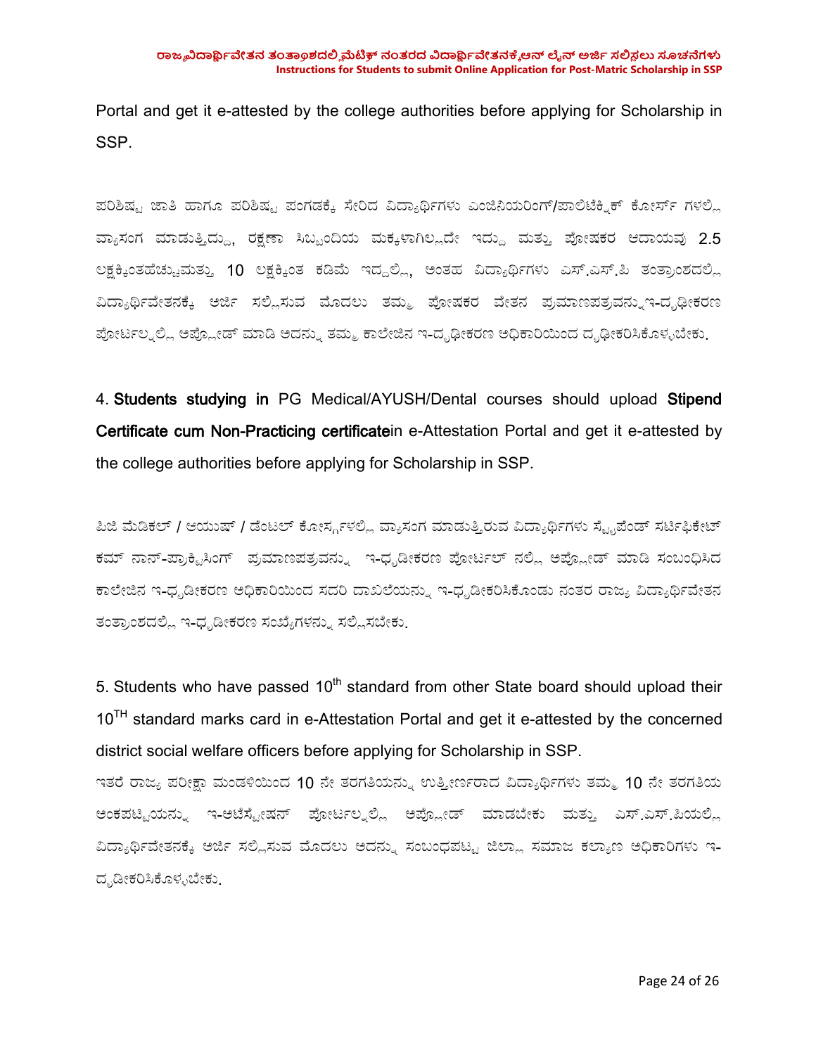Portal and get it e-attested by the college authorities before applying for Scholarship in SSP.

ಪರಿಶಿಷ್ಟ ಜಾತಿ ಹಾಗೂ ಪರಿಶಿಷ್ಟ ಪಂಗಡಕ್ಕೆ ಸೇರಿದ ವಿದ್ಯಾರ್ಥಿಗಳು ಎಂಜಿನಿಯರಿಂಗ್/ಪಾಲಿಟೆಕ್ನಿಕ್ ಕೋರ್ಸ್ ಗಳಲ್ಲಿ ವ್ಯಾಸಂಗ ಮಾಡುತ್ತಿದ್ದು, ರಕ್ಷಣಾ ಸಿಬ್ಬಂದಿಯ ಮಕ್ಕಳಾಗಿಲ್ಲದೇ ಇದ್ದು ಮತ್ತು ಪೋಷಕರ ಆದಾಯವು 2.5 ಲಕ್ಷಕ್ಕಿಂತಹೆಚ್ಚುಮತ್ತು 10 ಲಕ್ಷಕ್ಕಿಂತ ಕಡಿಮೆ ಇದ್ದಲ್ಲಿ, ಅಂತಹ ವಿದ್ಯಾರ್ಥಿಗಳು ಎಸ್.ಎಸ್.ಪಿ ತಂತ್ರಾಂಶದಲ್ಲಿ ವಿದ್ಯಾರ್ಥಿವೇತನಕ್ಕೆ ಅರ್ಜಿ ಸಲ್ಲಿಸುವ ಮೊದಲು ತಮ್ಮ ಪೋಷಕರ ವೇತನ ಪ್ರಮಾಣಪತ್ರವನ್ನು ಇ-ದೃಢೀಕರಣ ಪೋರ್ಟಲ್ ನಲ್ಲಿ ಅಪ್ಲೋಡ್ ಮಾಡಿ ಅದನ್ನು ತಮ್ಮ ಕಾಲೇಜಿನ ಇ-ದೃಢೀಕರಣ ಅಧಿಕಾರಿಯಿಂದ ದೃಢೀಕರಿಸಿಕೊಳ್ಳಬೇಕು.

4. **Students studying in** PG Medical/AYUSH/Dental courses should upload **Stipend Certificate cum Non-Practicing certificate**in e-Attestation Portal and get it e-attested by the college authorities before applying for Scholarship in SSP.

ಪಿಜಿ ಮೆಡಿಕಲ್ / ಆಯುಷ್ / ಡೆಂಟಲ್ ಕೋರ್ಸ್ ಗಳಲ್ಲಿ ವ್ಯಾಸಂಗ ಮಾಡುತ್ತಿರುವ ವಿದ್ಯಾರ್ಥಿಗಳು ಸ್ಟೈಪೆಂಡ್ ಸರ್ಟಿಫಿಕೇಟ್ ಕಮ್ ನಾನ್-ಪ್ರಾಕ್ಟಿಸಿಂಗ್ ಪ್ರಮಾಣಪತ್ರವನ್ನು ಇ-ಧೃಡೀಕರಣ ಪೋರ್ಟಲ್ ನಲ್ಲಿ ಅಪ್ಲೋಡ್ ಮಾಡಿ ಸಂಬಂಧಿಸಿದ ಕಾಲೇಜಿನ ಇ-ಧೃಡೀಕರಣ ಅಧಿಕಾರಿಯಿಂದ ಸದರಿ ದಾಖಲೆಯನ್ನು ಇ-ಧೃಡೀಕರಿಸಿಕೊಂಡು ನಂತರ ರಾಜ್ಯ ವಿದ್ಯಾರ್ಥಿವೇತನ ತಂತ್ರಾಂಶದಲ್ಲಿ ಇ-ಧೃಡೀಕರಣ ಸಂಖ್ಯೆಗಳನ್ನು ಸಲ್ಲಿಸಬೇಕು.

5. Students who have passed 10th standard from other State board should upload their 10TH standard marks card in e-Attestation Portal and get it e-attested by the concerned district social welfare officers before applying for Scholarship in SSP.

ಇತರೆ ರಾಜ್ಯ ಪರೀಕ್ಷಾ ಮಂಡಳಿಯಿಂದ 10 ನೇ ತರಗತಿಯನ್ನು ಉತ್ತೀರ್ಣರಾದ ವಿದ್ಯಾರ್ಥಿಗಳು ತಮ್ಮ 10 ನೇ ತರಗತಿಯ ಅಂಕಪಟ್ಟಿಯನ್ನು ಇ-ಅಟೆಸ್ಟೇಷನ್ ಪೋರ್ಟಲ್ ನಲ್ಲಿ ಅಪ್ಲೋಡ್ ಮಾಡಬೇಕು ಮತ್ತು ಎಸ್.ಎಸ್.ಪಿಯಲ್ಲಿ ವಿದ್ಯಾರ್ಥಿವೇತನಕ್ಕೆ ಅರ್ಜಿ ಸಲ್ಲಿಸುವ ಮೊದಲು ಅದನ್ನು ಸಂಬಂಧಪಟ್ಟ ಜಿಲ್ಲಾ ಸಮಾಜ ಕಲ್ಯಾಣ ಅಧಿಕಾರಿಗಳು ಇ-ದೃಡೀಕರಿಸಿಕೊಳ್ಳಬೇಕು.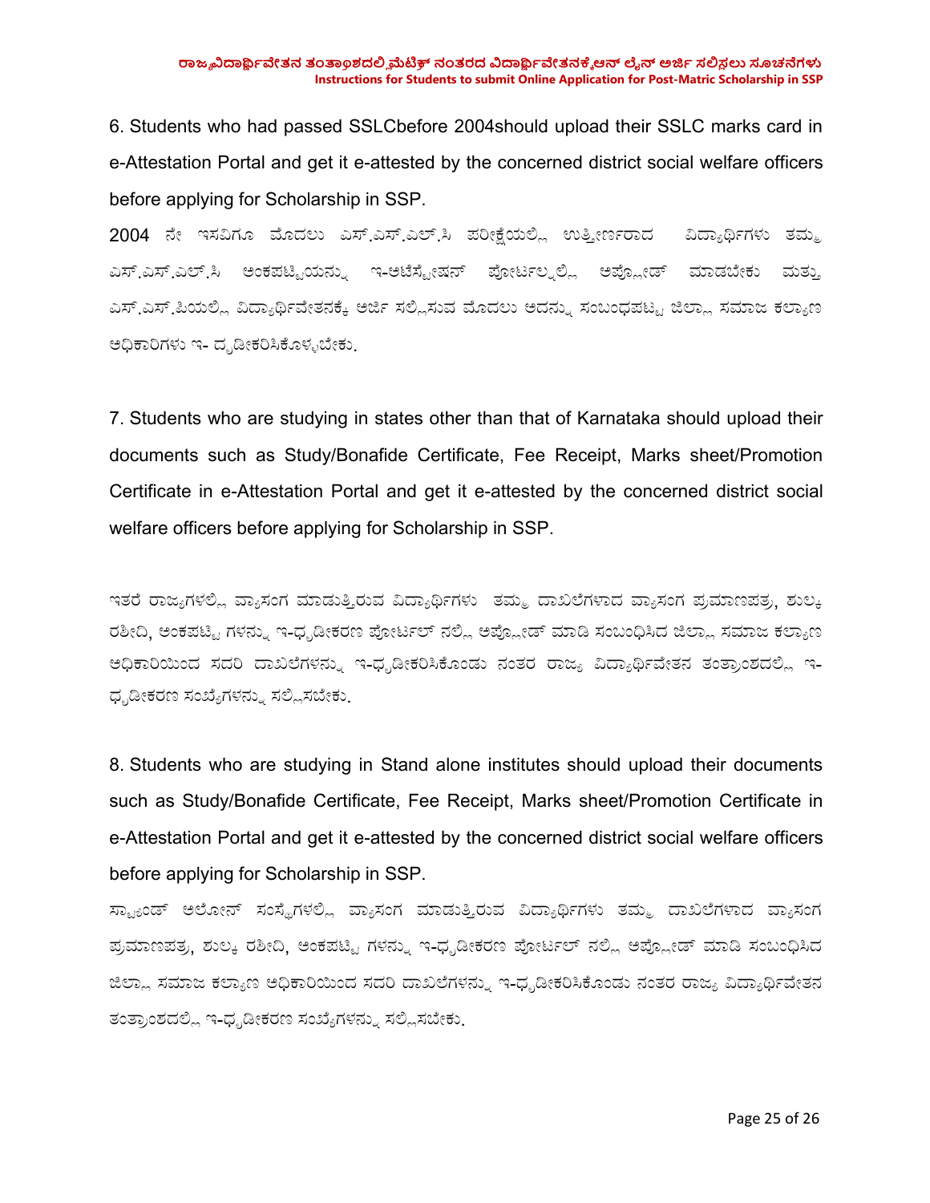6. Students who had passed SSLCbefore 2004should upload their SSLC marks card in e-Attestation Portal and get it e-attested by the concerned district social welfare officers before applying for Scholarship in SSP.

2004 ನೇ ಇಸವಿಗೂ ಮೊದಲು ಎಸ್.ಎಸ್.ಎಲ್.ಸಿ ಪರೀಕ್ಷೆಯಲ್ಲಿ ಉತ್ತೀರ್ಣರಾದ ವಿದ್ಯಾರ್ಥಿಗಳು ತಮ್ಮ ಎಸ್.ಎಸ್.ಎಲ್.ಸಿ ಅಂಕಪಟ್ಟಿಯನ್ನು ಇ-ಅಟೆಸ್ಟೇಷನ್ ಪೋರ್ಟಲ್ನಲ್ಲಿ ಅಪ್ಲೋಡ್ ಮಾಡಬೇಕು ಮತ್ತು ಎಸ್.ಎಸ್.ಪಿಯಲ್ಲಿ ವಿದ್ಯಾರ್ಥಿವೇತನಕ್ಕೆ ಅರ್ಜಿ ಸಲ್ಲಿಸುವ ಮೊದಲು ಅದನ್ನು ಸಂಬಂಧಪಟ್ಟ ಜಿಲ್ಲಾ ಸಮಾಜ ಕಲ್ಯಾಣ ಅಧಿಕಾರಿಗಳು ಇ- ದೃಡೀಕರಿಸಿಕೊಳ್ಳಬೇಕು.

7. Students who are studying in states other than that of Karnataka should upload their documents such as Study/Bonafide Certificate, Fee Receipt, Marks sheet/Promotion Certificate in e-Attestation Portal and get it e-attested by the concerned district social welfare officers before applying for Scholarship in SSP.

ಇತರೆ ರಾಜ್ಯಗಳಲ್ಲಿ ವ್ಯಾಸಂಗ ಮಾಡುತ್ತಿರುವ ವಿದ್ಯಾರ್ಥಿಗಳು ತಮ್ಮ ದಾಖಲೆಗಳಾದ ವ್ಯಾಸಂಗ ಪ್ರಮಾಣಪತ್ರ, ಶುಲ್ಕ ರಶೀದಿ, ಅಂಕಪಟ್ಟಿ ಗಳನ್ನು ಇ-ಧೃಡೀಕರಣ ಪೋರ್ಟಲ್ ನಲ್ಲಿ ಅಪ್ಲೋಡ್ ಮಾಡಿ ಸಂಬಂಧಿಸಿದ ಜಿಲ್ಲಾ ಸಮಾಜ ಕಲ್ಯಾಣ ಅಧಿಕಾರಿಯಿಂದ ಸದರಿ ದಾಖಲೆಗಳನ್ನು ಇ-ಧೃಡೀಕರಿಸಿಕೊಂಡು ನಂತರ ರಾಜ್ಯ ವಿದ್ಯಾರ್ಥಿವೇತನ ತಂತ್ರಾಂಶದಲ್ಲಿ ಇ-ಧೃಡೀಕರಣ ಸಂಖ್ಯೆಗಳನ್ನು ಸಲ್ಲಿಸಬೇಕು.

8. Students who are studying in Stand alone institutes should upload their documents such as Study/Bonafide Certificate, Fee Receipt, Marks sheet/Promotion Certificate in e-Attestation Portal and get it e-attested by the concerned district social welfare officers before applying for Scholarship in SSP.

ಸ್ಟ್ಯಾಂಡ್ ಅಲೋನ್ ಸಂಸ್ಥೆಗಳಲ್ಲಿ ವ್ಯಾಸಂಗ ಮಾಡುತ್ತಿರುವ ವಿದ್ಯಾರ್ಥಿಗಳು ತಮ್ಮ ದಾಖಲೆಗಳಾದ ವ್ಯಾಸಂಗ ಪ್ರಮಾಣಪತ್ರ, ಶುಲ್ಕ ರಶೀದಿ, ಅಂಕಪಟ್ಟಿ ಗಳನ್ನು ಇ-ಧೃಡೀಕರಣ ಪೋರ್ಟಲ್ ನಲ್ಲಿ ಅಪ್ಲೋಡ್ ಮಾಡಿ ಸಂಬಂಧಿಸಿದ ಜಿಲ್ಲಾ ಸಮಾಜ ಕಲ್ಯಾಣ ಅಧಿಕಾರಿಯಿಂದ ಸದರಿ ದಾಖಲೆಗಳನ್ನು ಇ-ಧೃಡೀಕರಿಸಿಕೊಂಡು ನಂತರ ರಾಜ್ಯ ವಿದ್ಯಾರ್ಥಿವೇತನ ತಂತ್ರಾಂಶದಲ್ಲಿ ಇ-ಧೃಡೀಕರಣ ಸಂಖ್ಯೆಗಳನ್ನು ಸಲ್ಲಿಸಬೇಕು.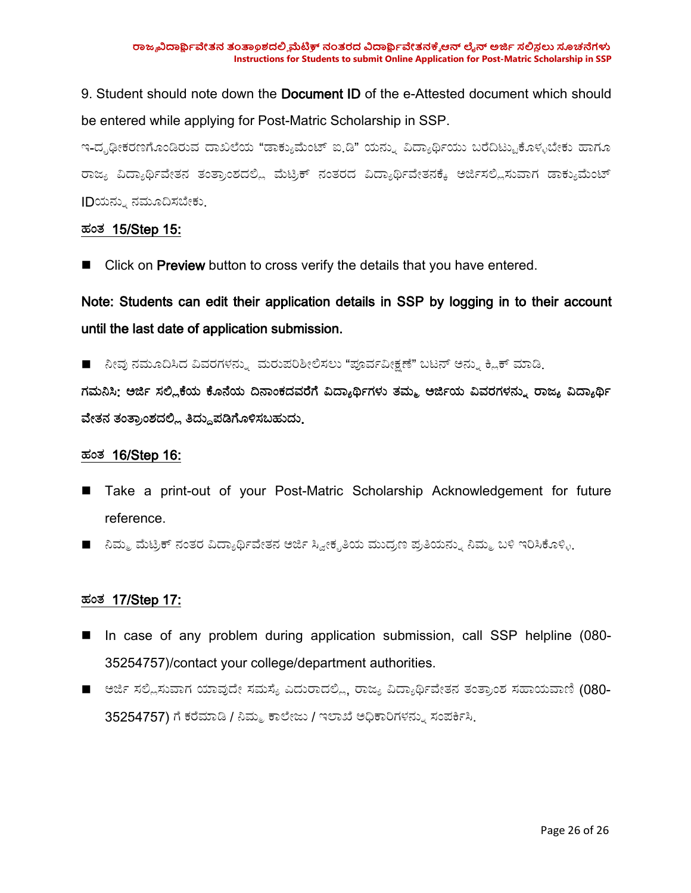9. Student should note down the **Document ID** of the e-Attested document which should be entered while applying for Post-Matric Scholarship in SSP.

ಇ-ದೃಢೀಕರಣಗೊಂಡಿರುವ ದಾಖಲೆಯ "ಡಾಕ್ಯುಮೆಂಟ್ ಐ.ಡಿ" ಯನ್ನು ವಿದ್ಯಾರ್ಥಿಯು ಬರೆದಿಟ್ಟುಕೊಳ್ಳಬೇಕು ಹಾಗೂ ರಾಜ್ಯ ವಿದ್ಯಾರ್ಥಿವೇತನ ತಂತ್ರಾಂಶದಲ್ಲಿ ಮೆಟ್ರಿಕ್ ನಂತರದ ವಿದ್ಯಾರ್ಥಿವೇತನಕ್ಕೆ ಅರ್ಜಿಸಲ್ಲಿಸುವಾಗ ಡಾಕ್ಯುಮೆಂಟ್ IDಯನ್ನು ನಮೂದಿಸಬೇಕು.

## ಹಂತ 15/Step 15:

- Click on **Preview** button to cross verify the details that you have entered.

**Note: Students can edit their application details in SSP by logging in to their account until the last date of application submission.**

- ನೀವು ನಮೂದಿಸಿದ ವಿವರಗಳನ್ನು ಮರುಪರಿಶೀಲಿಸಲು "ಪೂರ್ವವೀಕ್ಷಣೆ" ಬಟನ್ ಅನ್ನು ಕ್ಲಿಕ್ ಮಾಡಿ.

**ಗಮನಿಸಿ: ಅರ್ಜಿ ಸಲ್ಲಿಕೆಯ ಕೊನೆಯ ದಿನಾಂಕದವರೆಗೆ ವಿದ್ಯಾರ್ಥಿಗಳು ತಮ್ಮ ಅರ್ಜಿಯ ವಿವರಗಳನ್ನು ರಾಜ್ಯ ವಿದ್ಯಾರ್ಥಿ ವೇತನ ತಂತ್ರಾಂಶದಲ್ಲಿ ತಿದ್ದುಪಡಿಗೊಳಿಸಬಹುದು.**

## ಹಂತ 16/Step 16:

- Take a print-out of your Post-Matric Scholarship Acknowledgement for future reference.
- ನಿಮ್ಮ ಮೆಟ್ರಿಕ್ ನಂತರ ವಿದ್ಯಾರ್ಥಿವೇತನ ಅರ್ಜಿ ಸ್ವೀಕೃತಿಯ ಮುದ್ರಣ ಪ್ರತಿಯನ್ನು ನಿಮ್ಮ ಬಳಿ ಇರಿಸಿಕೊಳ್ಳಿ.

## ಹಂತ 17/Step 17:

- In case of any problem during application submission, call SSP helpline (080-35254757)/contact your college/department authorities.
- ಅರ್ಜಿ ಸಲ್ಲಿಸುವಾಗ ಯಾವುದೇ ಸಮಸ್ಯೆ ಎದುರಾದಲ್ಲಿ, ರಾಜ್ಯ ವಿದ್ಯಾರ್ಥಿವೇತನ ತಂತ್ರಾಂಶ ಸಹಾಯವಾಣಿ (080-35254757) ಗೆ ಕರೆಮಾಡಿ / ನಿಮ್ಮ ಕಾಲೇಜು / ಇಲಾಖೆ ಅಧಿಕಾರಿಗಳನ್ನು ಸಂಪರ್ಕಿಸಿ.